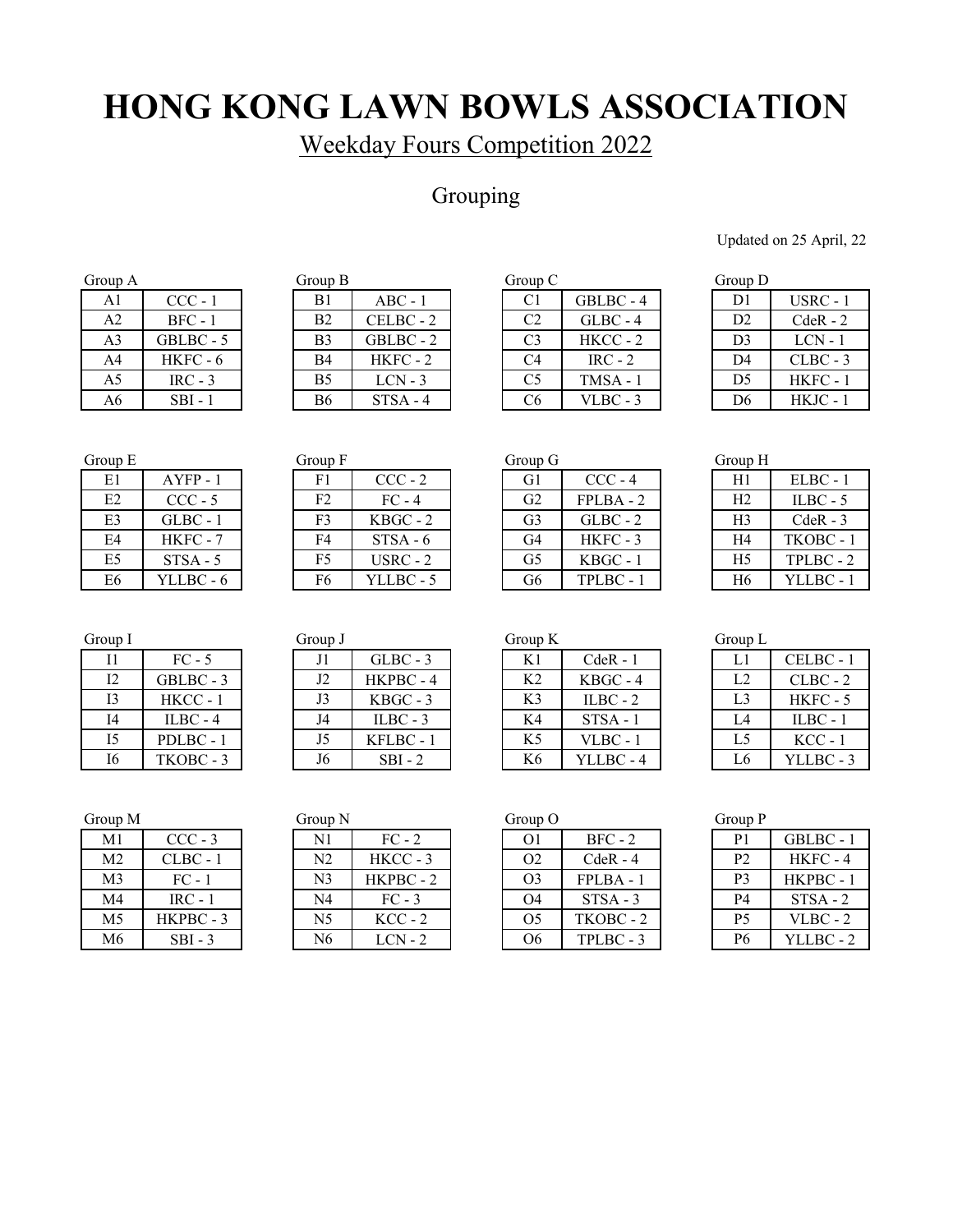# HONG KONG LAWN BOWLS ASSOCIATION

## Weekday Fours Competition 2022

### Grouping

Updated on 25 April, 22

Group A

| | |
|---|---|
| A1 | CCC - 1 |
| A2 | BFC - 1 |
| A3 | GBLBC - 5 |
| A4 | HKFC - 6 |
| A5 | IRC - 3 |
| A6 | SBI - 1 |

Group B

| | |
|---|---|
| B1 | ABC - 1 |
| B2 | CELBC - 2 |
| B3 | GBLBC - 2 |
| B4 | HKFC - 2 |
| B5 | LCN - 3 |
| B6 | STSA - 4 |

Group C

| | |
|---|---|
| C1 | GBLBC - 4 |
| C2 | GLBC - 4 |
| C3 | HKCC - 2 |
| C4 | IRC - 2 |
| C5 | TMSA - 1 |
| C6 | VLBC - 3 |

Group D

| | |
|---|---|
| D1 | USRC - 1 |
| D2 | CdeR - 2 |
| D3 | LCN - 1 |
| D4 | CLBC - 3 |
| D5 | HKFC - 1 |
| D6 | HKJC - 1 |

Group E

| | |
|---|---|
| E1 | AYFP - 1 |
| E2 | CCC - 5 |
| E3 | GLBC - 1 |
| E4 | HKFC - 7 |
| E5 | STSA - 5 |
| E6 | YLLBC - 6 |

Group F

| | |
|---|---|
| F1 | CCC - 2 |
| F2 | FC - 4 |
| F3 | KBGC - 2 |
| F4 | STSA - 6 |
| F5 | USRC - 2 |
| F6 | YLLBC - 5 |

Group G

| | |
|---|---|
| G1 | CCC - 4 |
| G2 | FPLBA - 2 |
| G3 | GLBC - 2 |
| G4 | HKFC - 3 |
| G5 | KBGC - 1 |
| G6 | TPLBC - 1 |

Group H

| | |
|---|---|
| H1 | ELBC - 1 |
| H2 | ILBC - 5 |
| H3 | CdeR - 3 |
| H4 | TKOBC - 1 |
| H5 | TPLBC - 2 |
| H6 | YLLBC - 1 |

Group I

| | |
|---|---|
| I1 | FC - 5 |
| I2 | GBLBC - 3 |
| I3 | HKCC - 1 |
| I4 | ILBC - 4 |
| I5 | PDLBC - 1 |
| I6 | TKOBC - 3 |

Group J

| | |
|---|---|
| J1 | GLBC - 3 |
| J2 | HKPBC - 4 |
| J3 | KBGC - 3 |
| J4 | ILBC - 3 |
| J5 | KFLBC - 1 |
| J6 | SBI - 2 |

Group K

| | |
|---|---|
| K1 | CdeR - 1 |
| K2 | KBGC - 4 |
| K3 | ILBC - 2 |
| K4 | STSA - 1 |
| K5 | VLBC - 1 |
| K6 | YLLBC - 4 |

Group L

| | |
|---|---|
| L1 | CELBC - 1 |
| L2 | CLBC - 2 |
| L3 | HKFC - 5 |
| L4 | ILBC - 1 |
| L5 | KCC - 1 |
| L6 | YLLBC - 3 |

Group M

| | |
|---|---|
| M1 | CCC - 3 |
| M2 | CLBC - 1 |
| M3 | FC - 1 |
| M4 | IRC - 1 |
| M5 | HKPBC - 3 |
| M6 | SBI - 3 |

Group N

| | |
|---|---|
| N1 | FC - 2 |
| N2 | HKCC - 3 |
| N3 | HKPBC - 2 |
| N4 | FC - 3 |
| N5 | KCC - 2 |
| N6 | LCN - 2 |

Group O

| | |
|---|---|
| O1 | BFC - 2 |
| O2 | CdeR - 4 |
| O3 | FPLBA - 1 |
| O4 | STSA - 3 |
| O5 | TKOBC - 2 |
| O6 | TPLBC - 3 |

Group P

| | |
|---|---|
| P1 | GBLBC - 1 |
| P2 | HKFC - 4 |
| P3 | HKPBC - 1 |
| P4 | STSA - 2 |
| P5 | VLBC - 2 |
| P6 | YLLBC - 2 |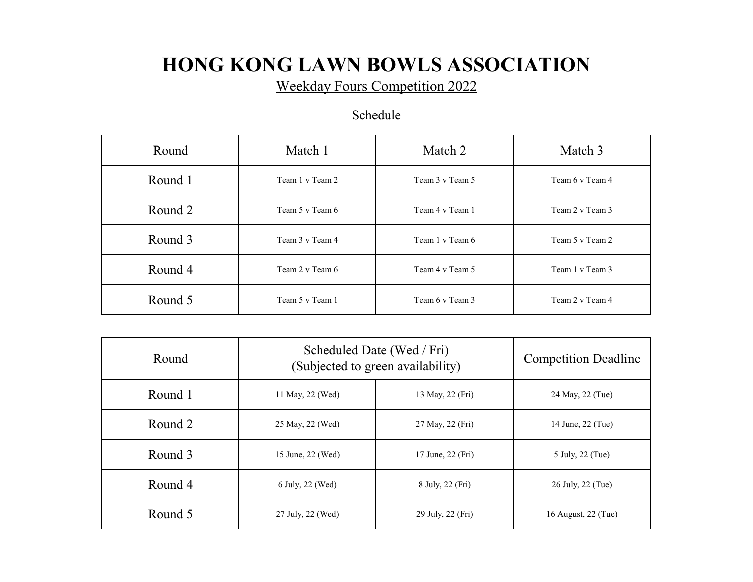# HONG KONG LAWN BOWLS ASSOCIATION

Weekday Fours Competition 2022

Schedule

| Round | Match 1 | Match 2 | Match 3 |
|---|---|---|---|
| Round 1 | Team 1 v Team 2 | Team 3 v Team 5 | Team 6 v Team 4 |
| Round 2 | Team 5 v Team 6 | Team 4 v Team 1 | Team 2 v Team 3 |
| Round 3 | Team 3 v Team 4 | Team 1 v Team 6 | Team 5 v Team 2 |
| Round 4 | Team 2 v Team 6 | Team 4 v Team 5 | Team 1 v Team 3 |
| Round 5 | Team 5 v Team 1 | Team 6 v Team 3 | Team 2 v Team 4 |

| Round | Scheduled Date (Wed / Fri) (Subjected to green availability) | | Competition Deadline |
|---|---|---|---|
| Round 1 | 11 May, 22 (Wed) | 13 May, 22 (Fri) | 24 May, 22 (Tue) |
| Round 2 | 25 May, 22 (Wed) | 27 May, 22 (Fri) | 14 June, 22 (Tue) |
| Round 3 | 15 June, 22 (Wed) | 17 June, 22 (Fri) | 5 July, 22 (Tue) |
| Round 4 | 6 July, 22 (Wed) | 8 July, 22 (Fri) | 26 July, 22 (Tue) |
| Round 5 | 27 July, 22 (Wed) | 29 July, 22 (Fri) | 16 August, 22 (Tue) |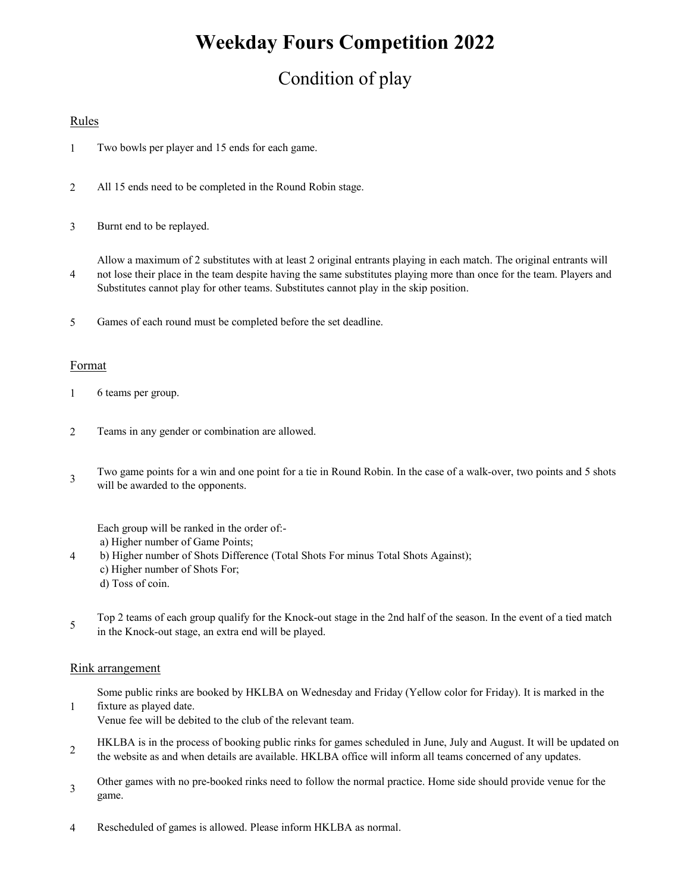# Weekday Fours Competition 2022

## Condition of play

### Rules

1. Two bowls per player and 15 ends for each game.
2. All 15 ends need to be completed in the Round Robin stage.
3. Burnt end to be replayed.
4. Allow a maximum of 2 substitutes with at least 2 original entrants playing in each match. The original entrants will not lose their place in the team despite having the same substitutes playing more than once for the team. Players and Substitutes cannot play for other teams. Substitutes cannot play in the skip position.
5. Games of each round must be completed before the set deadline.

### Format

1. 6 teams per group.
2. Teams in any gender or combination are allowed.
3. Two game points for a win and one point for a tie in Round Robin. In the case of a walk-over, two points and 5 shots will be awarded to the opponents.
4. Each group will be ranked in the order of:-
   a) Higher number of Game Points;
   b) Higher number of Shots Difference (Total Shots For minus Total Shots Against);
   c) Higher number of Shots For;
   d) Toss of coin.
5. Top 2 teams of each group qualify for the Knock-out stage in the 2nd half of the season. In the event of a tied match in the Knock-out stage, an extra end will be played.

### Rink arrangement

1. Some public rinks are booked by HKLBA on Wednesday and Friday (Yellow color for Friday). It is marked in the fixture as played date.
   Venue fee will be debited to the club of the relevant team.
2. HKLBA is in the process of booking public rinks for games scheduled in June, July and August. It will be updated on the website as and when details are available. HKLBA office will inform all teams concerned of any updates.
3. Other games with no pre-booked rinks need to follow the normal practice. Home side should provide venue for the game.
4. Rescheduled of games is allowed. Please inform HKLBA as normal.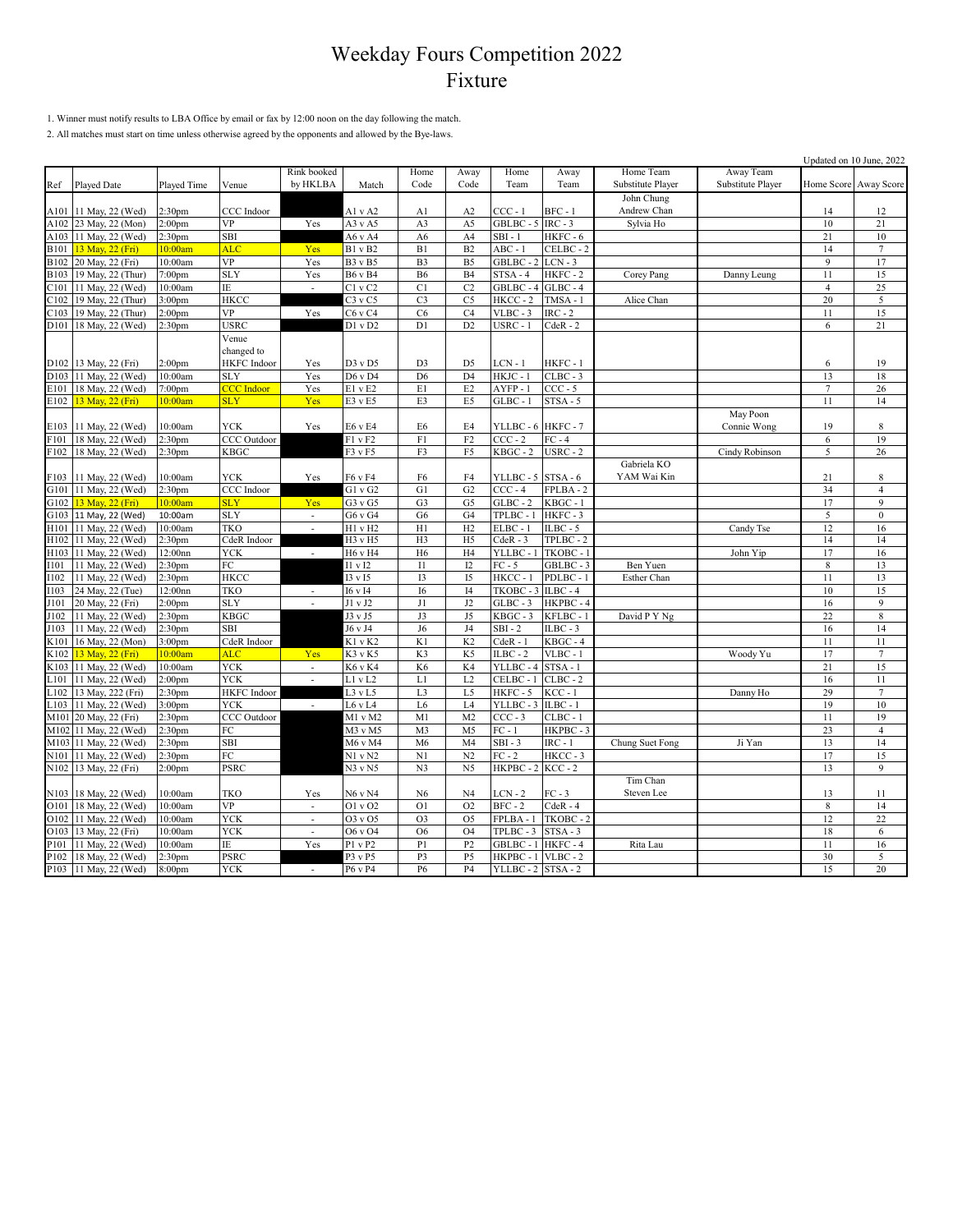# Weekday Fours Competition 2022
# Fixture

1. Winner must notify results to LBA Office by email or fax by 12:00 noon on the day following the match.
2. All matches must start on time unless otherwise agreed by the opponents and allowed by the Bye-laws.

Updated on 10 June, 2022

| Ref | Played Date | Played Time | Venue | Rink booked by HKLBA | Match | Home Code | Away Code | Home Team | Away Team | Home Team Substitute Player | Away Team Substitute Player | Home Score | Away Score |
|---|---|---|---|---|---|---|---|---|---|---|---|---|---|
| A101 | 11 May, 22 (Wed) | 2:30pm | CCC Indoor | | A1 v A2 | A1 | A2 | CCC - 1 | BFC - 1 | John Chung Andrew Chan | | 14 | 12 |
| A102 | 23 May, 22 (Mon) | 2:00pm | VP | Yes | A3 v A5 | A3 | A5 | GBLBC - 5 | IRC - 3 | Sylvia Ho | | 10 | 21 |
| A103 | 11 May, 22 (Wed) | 2:30pm | SBI | | A6 v A4 | A6 | A4 | SBI - 1 | HKFC - 6 | | | 21 | 10 |
| B101 | 13 May, 22 (Fri) | 10:00am | ALC | Yes | B1 v B2 | B1 | B2 | ABC - 1 | CELBC - 2 | | | 14 | 7 |
| B102 | 20 May, 22 (Fri) | 10:00am | VP | Yes | B3 v B5 | B3 | B5 | GBLBC - 2 | LCN - 3 | | | 9 | 17 |
| B103 | 19 May, 22 (Thur) | 7:00pm | SLY | Yes | B6 v B4 | B6 | B4 | STSA - 4 | HKFC - 2 | Corey Pang | Danny Leung | 11 | 15 |
| C101 | 11 May, 22 (Wed) | 10:00am | IE | - | C1 v C2 | C1 | C2 | GBLBC - 4 | GLBC - 4 | | | 4 | 25 |
| C102 | 19 May, 22 (Thur) | 3:00pm | HKCC | | C3 v C5 | C3 | C5 | HKCC - 2 | TMSA - 1 | Alice Chan | | 20 | 5 |
| C103 | 19 May, 22 (Thur) | 2:00pm | VP | Yes | C6 v C4 | C6 | C4 | VLBC - 3 | IRC - 2 | | | 11 | 15 |
| D101 | 18 May, 22 (Wed) | 2:30pm | USRC | | D1 v D2 | D1 | D2 | USRC - 1 | CdeR - 2 | | | 6 | 21 |
| D102 | 13 May, 22 (Fri) | 2:00pm | Venue changed to HKFC Indoor | Yes | D3 v D5 | D3 | D5 | LCN - 1 | HKFC - 1 | | | 6 | 19 |
| D103 | 11 May, 22 (Wed) | 10:00am | SLY | Yes | D6 v D4 | D6 | D4 | HKJC - 1 | CLBC - 3 | | | 13 | 18 |
| E101 | 18 May, 22 (Wed) | 7:00pm | CCC Indoor | Yes | E1 v E2 | E1 | E2 | AYFP - 1 | CCC - 5 | | | 7 | 26 |
| E102 | 13 May, 22 (Fri) | 10:00am | SLY | Yes | E3 v E5 | E3 | E5 | GLBC - 1 | STSA - 5 | | | 11 | 14 |
| E103 | 11 May, 22 (Wed) | 10:00am | YCK | Yes | E6 v E4 | E6 | E4 | YLLBC - 6 | HKFC - 7 | | May Poon Connie Wong | 19 | 8 |
| F101 | 18 May, 22 (Wed) | 2:30pm | CCC Outdoor | | F1 v F2 | F1 | F2 | CCC - 2 | FC - 4 | | | 6 | 19 |
| F102 | 18 May, 22 (Wed) | 2:30pm | KBGC | | F3 v F5 | F3 | F5 | KBGC - 2 | USRC - 2 | | Cindy Robinson | 5 | 26 |
| F103 | 11 May, 22 (Wed) | 10:00am | YCK | Yes | F6 v F4 | F6 | F4 | YLLBC - 5 | STSA - 6 | Gabriela KO YAM Wai Kin | | 21 | 8 |
| G101 | 11 May, 22 (Wed) | 2:30pm | CCC Indoor | | G1 v G2 | G1 | G2 | CCC - 4 | FPLBA - 2 | | | 34 | 4 |
| G102 | 13 May, 22 (Fri) | 10:00am | SLY | Yes | G3 v G5 | G3 | G5 | GLBC - 2 | KBGC - 1 | | | 17 | 9 |
| G103 | 11 May, 22 (Wed) | 10:00am | SLY | - | G6 v G4 | G6 | G4 | TPLBC - 1 | HKFC - 3 | | | 5 | 0 |
| H101 | 11 May, 22 (Wed) | 10:00am | TKO | - | H1 v H2 | H1 | H2 | ELBC - 1 | ILBC - 5 | | Candy Tse | 12 | 16 |
| H102 | 11 May, 22 (Wed) | 2:30pm | CdeR Indoor | | H3 v H5 | H3 | H5 | CdeR - 3 | TPLBC - 2 | | | 14 | 14 |
| H103 | 11 May, 22 (Wed) | 12:00nn | YCK | - | H6 v H4 | H6 | H4 | YLLBC - 1 | TKOBC - 1 | | John Yip | 17 | 16 |
| I101 | 11 May, 22 (Wed) | 2:30pm | FC | | I1 v I2 | I1 | I2 | FC - 5 | GBLBC - 3 | Ben Yuen | | 8 | 13 |
| I102 | 11 May, 22 (Wed) | 2:30pm | HKCC | | I3 v I5 | I3 | I5 | HKCC - 1 | PDLBC - 1 | Esther Chan | | 11 | 13 |
| I103 | 24 May, 22 (Tue) | 12:00nn | TKO | - | I6 v I4 | I6 | I4 | TKOBC - 3 | ILBC - 4 | | | 10 | 15 |
| J101 | 20 May, 22 (Fri) | 2:00pm | SLY | - | J1 v J2 | J1 | J2 | GLBC - 3 | HKPBC - 4 | | | 16 | 9 |
| J102 | 11 May, 22 (Wed) | 2:30pm | KBGC | | J3 v J5 | J3 | J5 | KBGC - 3 | KFLBC - 1 | David P Y Ng | | 22 | 8 |
| J103 | 11 May, 22 (Wed) | 2:30pm | SBI | | J6 v J4 | J6 | J4 | SBI - 2 | ILBC - 3 | | | 16 | 14 |
| K101 | 16 May, 22 (Mon) | 3:00pm | CdeR Indoor | | K1 v K2 | K1 | K2 | CdeR - 1 | KBGC - 4 | | | 11 | 11 |
| K102 | 13 May, 22 (Fri) | 10:00am | ALC | Yes | K3 v K5 | K3 | K5 | ILBC - 2 | VLBC - 1 | | Woody Yu | 17 | 7 |
| K103 | 11 May, 22 (Wed) | 10:00am | YCK | - | K6 v K4 | K6 | K4 | YLLBC - 4 | STSA - 1 | | | 21 | 15 |
| L101 | 11 May, 22 (Wed) | 2:00pm | YCK | - | L1 v L2 | L1 | L2 | CELBC - 1 | CLBC - 2 | | | 16 | 11 |
| L102 | 13 May, 222 (Fri) | 2:30pm | HKFC Indoor | | L3 v L5 | L3 | L5 | HKFC - 5 | KCC - 1 | | Danny Ho | 29 | 7 |
| L103 | 11 May, 22 (Wed) | 3:00pm | YCK | - | L6 v L4 | L6 | L4 | YLLBC - 3 | ILBC - 1 | | | 19 | 10 |
| M101 | 20 May, 22 (Fri) | 2:30pm | CCC Outdoor | | M1 v M2 | M1 | M2 | CCC - 3 | CLBC - 1 | | | 11 | 19 |
| M102 | 11 May, 22 (Wed) | 2:30pm | FC | | M3 v M5 | M3 | M5 | FC - 1 | HKPBC - 3 | | | 23 | 4 |
| M103 | 11 May, 22 (Wed) | 2:30pm | SBI | | M6 v M4 | M6 | M4 | SBI - 3 | IRC - 1 | Chung Suet Fong | Ji Yan | 13 | 14 |
| N101 | 11 May, 22 (Wed) | 2:30pm | FC | | N1 v N2 | N1 | N2 | FC - 2 | HKCC - 3 | | | 17 | 15 |
| N102 | 13 May, 22 (Fri) | 2:00pm | PSRC | | N3 v N5 | N3 | N5 | HKPBC - 2 | KCC - 2 | | | 13 | 9 |
| N103 | 18 May, 22 (Wed) | 10:00am | TKO | Yes | N6 v N4 | N6 | N4 | LCN - 2 | FC - 3 | Tim Chan Steven Lee | | 13 | 11 |
| O101 | 18 May, 22 (Wed) | 10:00am | VP | - | O1 v O2 | O1 | O2 | BFC - 2 | CdeR - 4 | | | 8 | 14 |
| O102 | 11 May, 22 (Wed) | 10:00am | YCK | - | O3 v O5 | O3 | O5 | FPLBA - 1 | TKOBC - 2 | | | 12 | 22 |
| O103 | 13 May, 22 (Fri) | 10:00am | YCK | - | O6 v O4 | O6 | O4 | TPLBC - 3 | STSA - 3 | | | 18 | 6 |
| P101 | 11 May, 22 (Wed) | 10:00am | IE | Yes | P1 v P2 | P1 | P2 | GBLBC - 1 | HKFC - 4 | Rita Lau | | 11 | 16 |
| P102 | 18 May, 22 (Wed) | 2:30pm | PSRC | | P3 v P5 | P3 | P5 | HKPBC - 1 | VLBC - 2 | | | 30 | 5 |
| P103 | 11 May, 22 (Wed) | 8:00pm | YCK | - | P6 v P4 | P6 | P4 | YLLBC - 2 | STSA - 2 | | | 15 | 20 |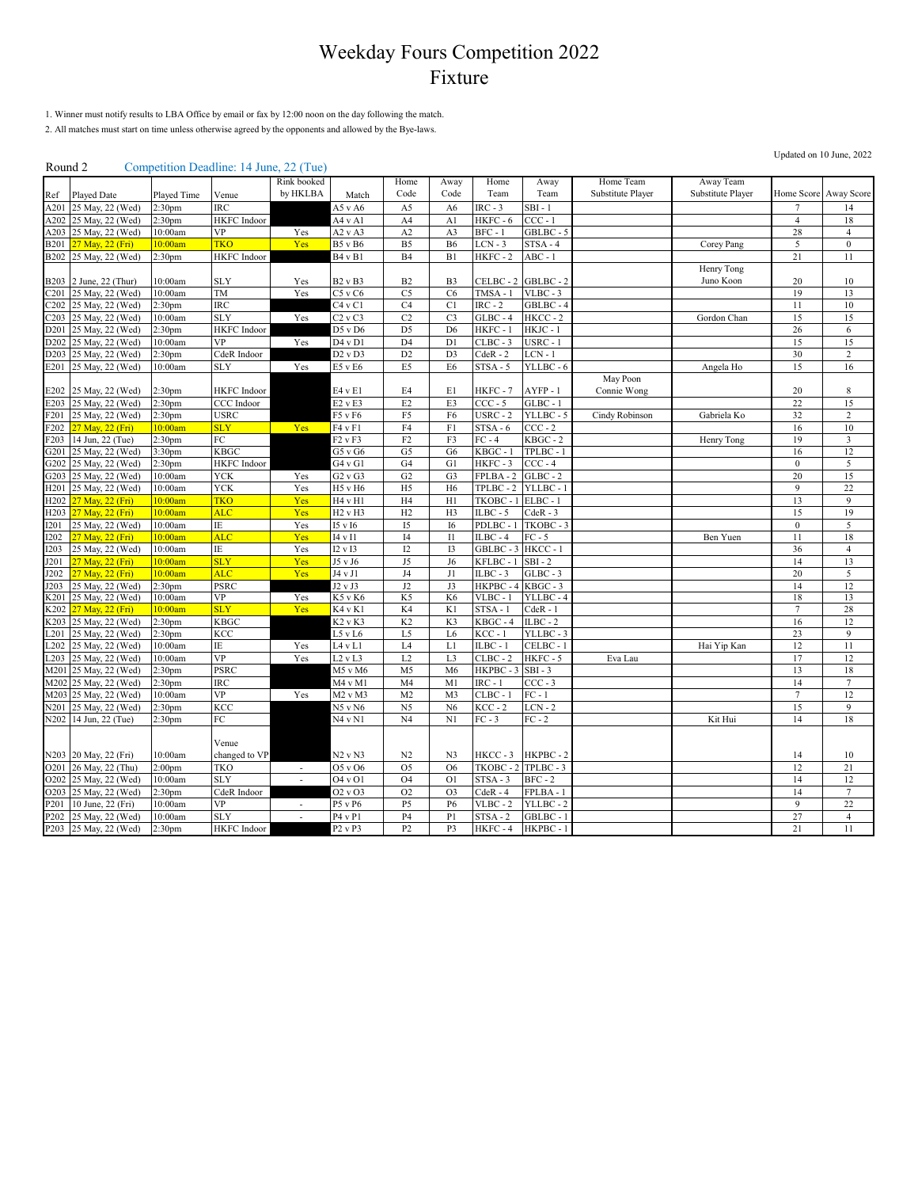# Weekday Fours Competition 2022
# Fixture

1. Winner must notify results to LBA Office by email or fax by 12:00 noon on the day following the match.
2. All matches must start on time unless otherwise agreed by the opponents and allowed by the Bye-laws.

Updated on 10 June, 2022

Round 2 Competition Deadline: 14 June, 22 (Tue)

| Ref | Played Date | Played Time | Venue | Rink booked by HKLBA | Match | Home Code | Away Code | Home Team | Away Team | Home Team Substitute Player | Away Team Substitute Player | Home Score | Away Score |
|---|---|---|---|---|---|---|---|---|---|---|---|---|---|
| A201 | 25 May, 22 (Wed) | 2:30pm | IRC | | A5 v A6 | A5 | A6 | IRC - 3 | SBI - 1 | | | 7 | 14 |
| A202 | 25 May, 22 (Wed) | 2:30pm | HKFC Indoor | | A4 v A1 | A4 | A1 | HKFC - 6 | CCC - 1 | | | 4 | 18 |
| A203 | 25 May, 22 (Wed) | 10:00am | VP | Yes | A2 v A3 | A2 | A3 | BFC - 1 | GBLBC - 5 | | | 28 | 4 |
| B201 | 27 May, 22 (Fri) | 10:00am | TKO | Yes | B5 v B6 | B5 | B6 | LCN - 3 | STSA - 4 | | Corey Pang | 5 | 0 |
| B202 | 25 May, 22 (Wed) | 2:30pm | HKFC Indoor | | B4 v B1 | B4 | B1 | HKFC - 2 | ABC - 1 | | | 21 | 11 |
| B203 | 2 June, 22 (Thur) | 10:00am | SLY | Yes | B2 v B3 | B2 | B3 | CELBC - 2 | GBLBC - 2 | | Henry Tong<br>Juno Koon | 20 | 10 |
| C201 | 25 May, 22 (Wed) | 10:00am | TM | Yes | C5 v C6 | C5 | C6 | TMSA - 1 | VLBC - 3 | | | 19 | 13 |
| C202 | 25 May, 22 (Wed) | 2:30pm | IRC | | C4 v C1 | C4 | C1 | IRC - 2 | GBLBC - 4 | | | 11 | 10 |
| C203 | 25 May, 22 (Wed) | 10:00am | SLY | Yes | C2 v C3 | C2 | C3 | GLBC - 4 | HKCC - 2 | | Gordon Chan | 15 | 15 |
| D201 | 25 May, 22 (Wed) | 2:30pm | HKFC Indoor | | D5 v D6 | D5 | D6 | HKFC - 1 | HKJC - 1 | | | 26 | 6 |
| D202 | 25 May, 22 (Wed) | 10:00am | VP | Yes | D4 v D1 | D4 | D1 | CLBC - 3 | USRC - 1 | | | 15 | 15 |
| D203 | 25 May, 22 (Wed) | 2:30pm | CdeR Indoor | | D2 v D3 | D2 | D3 | CdeR - 2 | LCN - 1 | | | 30 | 2 |
| E201 | 25 May, 22 (Wed) | 10:00am | SLY | Yes | E5 v E6 | E5 | E6 | STSA - 5 | YLLBC - 6 | | Angela Ho | 15 | 16 |
| E202 | 25 May, 22 (Wed) | 2:30pm | HKFC Indoor | | E4 v E1 | E4 | E1 | HKFC - 7 | AYFP - 1 | May Poon<br>Connie Wong | | 20 | 8 |
| E203 | 25 May, 22 (Wed) | 2:30pm | CCC Indoor | | E2 v E3 | E2 | E3 | CCC - 5 | GLBC - 1 | | | 22 | 15 |
| F201 | 25 May, 22 (Wed) | 2:30pm | USRC | | F5 v F6 | F5 | F6 | USRC - 2 | YLLBC - 5 | Cindy Robinson | Gabriela Ko | 32 | 2 |
| F202 | 27 May, 22 (Fri) | 10:00am | SLY | Yes | F4 v F1 | F4 | F1 | STSA - 6 | CCC - 2 | | | 16 | 10 |
| F203 | 14 Jun, 22 (Tue) | 2:30pm | FC | | F2 v F3 | F2 | F3 | FC - 4 | KBGC - 2 | | Henry Tong | 19 | 3 |
| G201 | 25 May, 22 (Wed) | 3:30pm | KBGC | | G5 v G6 | G5 | G6 | KBGC - 1 | TPLBC - 1 | | | 16 | 12 |
| G202 | 25 May, 22 (Wed) | 2:30pm | HKFC Indoor | | G4 v G1 | G4 | G1 | HKFC - 3 | CCC - 4 | | | 0 | 5 |
| G203 | 25 May, 22 (Wed) | 10:00am | YCK | Yes | G2 v G3 | G2 | G3 | FPLBA - 2 | GLBC - 2 | | | 20 | 15 |
| H201 | 25 May, 22 (Wed) | 10:00am | YCK | Yes | H5 v H6 | H5 | H6 | TPLBC - 2 | YLLBC - 1 | | | 9 | 22 |
| H202 | 27 May, 22 (Fri) | 10:00am | TKO | Yes | H4 v H1 | H4 | H1 | TKOBC - 1 | ELBC - 1 | | | 13 | 9 |
| H203 | 27 May, 22 (Fri) | 10:00am | ALC | Yes | H2 v H3 | H2 | H3 | ILBC - 5 | CdeR - 3 | | | 15 | 19 |
| I201 | 25 May, 22 (Wed) | 10:00am | IE | Yes | I5 v I6 | I5 | I6 | PDLBC - 1 | TKOBC - 3 | | | 0 | 5 |
| I202 | 27 May, 22 (Fri) | 10:00am | ALC | Yes | I4 v I1 | I4 | I1 | ILBC - 4 | FC - 5 | | Ben Yuen | 11 | 18 |
| I203 | 25 May, 22 (Wed) | 10:00am | IE | Yes | I2 v I3 | I2 | I3 | GBLBC - 3 | HKCC - 1 | | | 36 | 4 |
| J201 | 27 May, 22 (Fri) | 10:00am | SLY | Yes | J5 v J6 | J5 | J6 | KFLBC - 1 | SBI - 2 | | | 14 | 13 |
| J202 | 27 May, 22 (Fri) | 10:00am | ALC | Yes | J4 v J1 | J4 | J1 | ILBC - 3 | GLBC - 3 | | | 20 | 5 |
| J203 | 25 May, 22 (Wed) | 2:30pm | PSRC | | J2 v J3 | J2 | J3 | HKPBC - 4 | KBGC - 3 | | | 14 | 12 |
| K201 | 25 May, 22 (Wed) | 10:00am | VP | Yes | K5 v K6 | K5 | K6 | VLBC - 1 | YLLBC - 4 | | | 18 | 13 |
| K202 | 27 May, 22 (Fri) | 10:00am | SLY | Yes | K4 v K1 | K4 | K1 | STSA - 1 | CdeR - 1 | | | 7 | 28 |
| K203 | 25 May, 22 (Wed) | 2:30pm | KBGC | | K2 v K3 | K2 | K3 | KBGC - 4 | ILBC - 2 | | | 16 | 12 |
| L201 | 25 May, 22 (Wed) | 2:30pm | KCC | | L5 v L6 | L5 | L6 | KCC - 1 | YLLBC - 3 | | | 23 | 9 |
| L202 | 25 May, 22 (Wed) | 10:00am | IE | Yes | L4 v L1 | L4 | L1 | ILBC - 1 | CELBC - 1 | | Hai Yip Kan | 12 | 11 |
| L203 | 25 May, 22 (Wed) | 10:00am | VP | Yes | L2 v L3 | L2 | L3 | CLBC - 2 | HKFC - 5 | Eva Lau | | 17 | 12 |
| M201 | 25 May, 22 (Wed) | 2:30pm | PSRC | | M5 v M6 | M5 | M6 | HKPBC - 3 | SBI - 3 | | | 13 | 18 |
| M202 | 25 May, 22 (Wed) | 2:30pm | IRC | | M4 v M1 | M4 | M1 | IRC - 1 | CCC - 3 | | | 14 | 7 |
| M203 | 25 May, 22 (Wed) | 10:00am | VP | Yes | M2 v M3 | M2 | M3 | CLBC - 1 | FC - 1 | | | 7 | 12 |
| N201 | 25 May, 22 (Wed) | 2:30pm | KCC | | N5 v N6 | N5 | N6 | KCC - 2 | LCN - 2 | | | 15 | 9 |
| N202 | 14 Jun, 22 (Tue) | 2:30pm | FC | | N4 v N1 | N4 | N1 | FC - 3 | FC - 2 | | Kit Hui | 14 | 18 |
| N203 | 20 May, 22 (Fri) | 10:00am | Venue changed to VP | | N2 v N3 | N2 | N3 | HKCC - 3 | HKPBC - 2 | | | 14 | 10 |
| O201 | 26 May, 22 (Thu) | 2:00pm | TKO | - | O5 v O6 | O5 | O6 | TKOBC - 2 | TPLBC - 3 | | | 12 | 21 |
| O202 | 25 May, 22 (Wed) | 10:00am | SLY | - | O4 v O1 | O4 | O1 | STSA - 3 | BFC - 2 | | | 14 | 12 |
| O203 | 25 May, 22 (Wed) | 2:30pm | CdeR Indoor | | O2 v O3 | O2 | O3 | CdeR - 4 | FPLBA - 1 | | | 14 | 7 |
| P201 | 10 June, 22 (Fri) | 10:00am | VP | - | P5 v P6 | P5 | P6 | VLBC - 2 | YLLBC - 2 | | | 9 | 22 |
| P202 | 25 May, 22 (Wed) | 10:00am | SLY | - | P4 v P1 | P4 | P1 | STSA - 2 | GBLBC - 1 | | | 27 | 4 |
| P203 | 25 May, 22 (Wed) | 2:30pm | HKFC Indoor | | P2 v P3 | P2 | P3 | HKFC - 4 | HKPBC - 1 | | | 21 | 11 |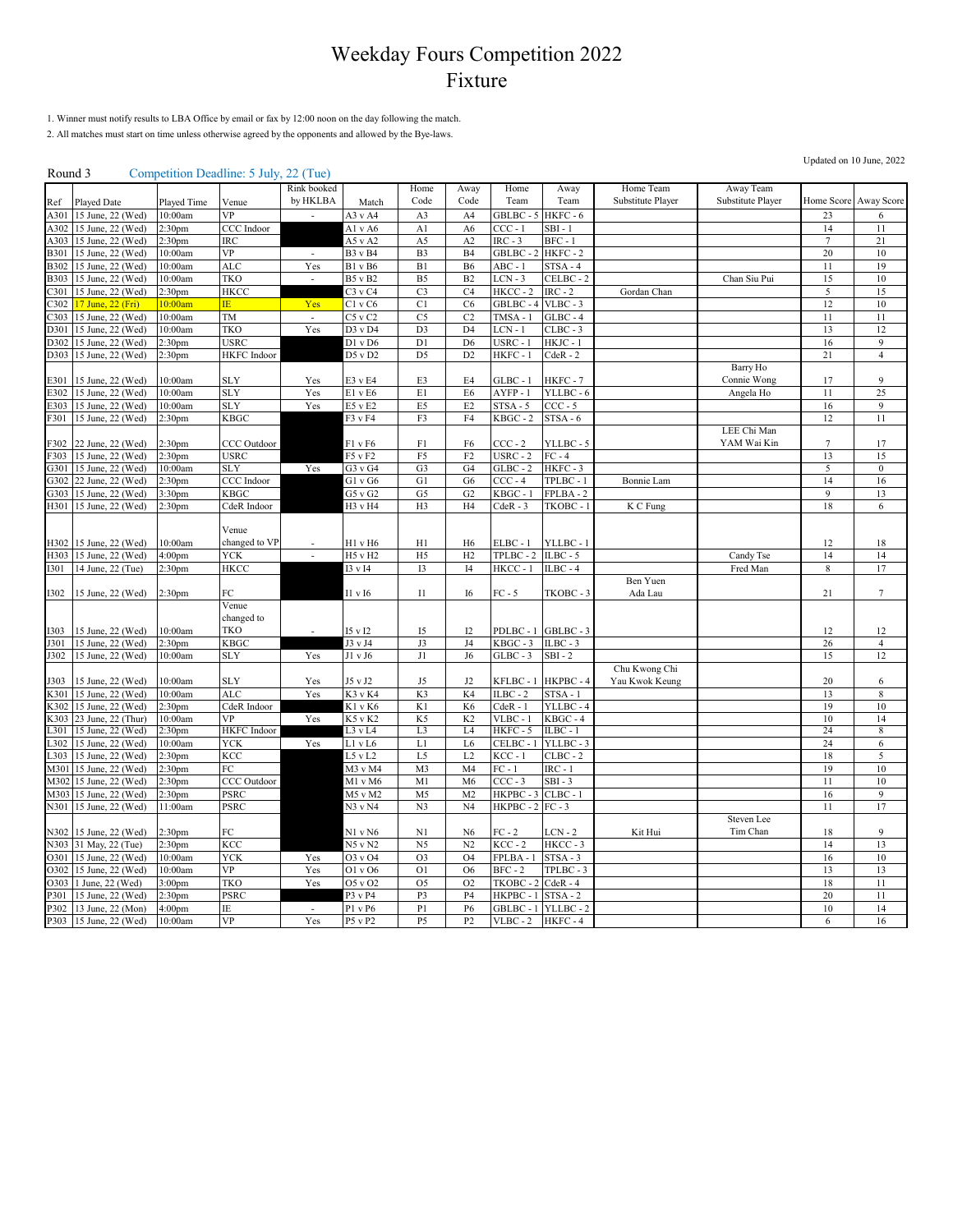# Weekday Fours Competition 2022
# Fixture

1. Winner must notify results to LBA Office by email or fax by 12:00 noon on the day following the match.
2. All matches must start on time unless otherwise agreed by the opponents and allowed by the Bye-laws.

Updated on 10 June, 2022

Round 3 Competition Deadline: 5 July, 22 (Tue)

| Ref | Played Date | Played Time | Venue | Rink booked by HKLBA | Match | Home Code | Away Code | Home Team | Away Team | Home Team Substitute Player | Away Team Substitute Player | Home Score | Away Score |
|---|---|---|---|---|---|---|---|---|---|---|---|---|---|
| A301 | 15 June, 22 (Wed) | 10:00am | VP | - | A3 v A4 | A3 | A4 | GBLBC - 5 | HKFC - 6 | | | 23 | 6 |
| A302 | 15 June, 22 (Wed) | 2:30pm | CCC Indoor | | A1 v A6 | A1 | A6 | CCC - 1 | SBI - 1 | | | 14 | 11 |
| A303 | 15 June, 22 (Wed) | 2:30pm | IRC | | A5 v A2 | A5 | A2 | IRC - 3 | BFC - 1 | | | 7 | 21 |
| B301 | 15 June, 22 (Wed) | 10:00am | VP | - | B3 v B4 | B3 | B4 | GBLBC - 2 | HKFC - 2 | | | 20 | 10 |
| B302 | 15 June, 22 (Wed) | 10:00am | ALC | Yes | B1 v B6 | B1 | B6 | ABC - 1 | STSA - 4 | | | 11 | 19 |
| B303 | 15 June, 22 (Wed) | 10:00am | TKO | - | B5 v B2 | B5 | B2 | LCN - 3 | CELBC - 2 | | Chan Siu Pui | 15 | 10 |
| C301 | 15 June, 22 (Wed) | 2:30pm | HKCC | | C3 v C4 | C3 | C4 | HKCC - 2 | IRC - 2 | Gordan Chan | | 5 | 15 |
| C302 | 17 June, 22 (Fri) | 10:00am | IE | Yes | C1 v C6 | C1 | C6 | GBLBC - 4 | VLBC - 3 | | | 12 | 10 |
| C303 | 15 June, 22 (Wed) | 10:00am | TM | - | C5 v C2 | C5 | C2 | TMSA - 1 | GLBC - 4 | | | 11 | 11 |
| D301 | 15 June, 22 (Wed) | 10:00am | TKO | Yes | D3 v D4 | D3 | D4 | LCN - 1 | CLBC - 3 | | | 13 | 12 |
| D302 | 15 June, 22 (Wed) | 2:30pm | USRC | | D1 v D6 | D1 | D6 | USRC - 1 | HKJC - 1 | | | 16 | 9 |
| D303 | 15 June, 22 (Wed) | 2:30pm | HKFC Indoor | | D5 v D2 | D5 | D2 | HKFC - 1 | CdeR - 2 | | | 21 | 4 |
| E301 | 15 June, 22 (Wed) | 10:00am | SLY | Yes | E3 v E4 | E3 | E4 | GLBC - 1 | HKFC - 7 | | Barry Ho Connie Wong | 17 | 9 |
| E302 | 15 June, 22 (Wed) | 10:00am | SLY | Yes | E1 v E6 | E1 | E6 | AYFP - 1 | YLLBC - 6 | | Angela Ho | 11 | 25 |
| E303 | 15 June, 22 (Wed) | 10:00am | SLY | Yes | E5 v E2 | E5 | E2 | STSA - 5 | CCC - 5 | | | 16 | 9 |
| F301 | 15 June, 22 (Wed) | 2:30pm | KBGC | | F3 v F4 | F3 | F4 | KBGC - 2 | STSA - 6 | | | 12 | 11 |
| F302 | 22 June, 22 (Wed) | 2:30pm | CCC Outdoor | | F1 v F6 | F1 | F6 | CCC - 2 | YLLBC - 5 | | LEE Chi Man YAM Wai Kin | 7 | 17 |
| F303 | 15 June, 22 (Wed) | 2:30pm | USRC | | F5 v F2 | F5 | F2 | USRC - 2 | FC - 4 | | | 13 | 15 |
| G301 | 15 June, 22 (Wed) | 10:00am | SLY | Yes | G3 v G4 | G3 | G4 | GLBC - 2 | HKFC - 3 | | | 5 | 0 |
| G302 | 22 June, 22 (Wed) | 2:30pm | CCC Indoor | | G1 v G6 | G1 | G6 | CCC - 4 | TPLBC - 1 | Bonnie Lam | | 14 | 16 |
| G303 | 15 June, 22 (Wed) | 3:30pm | KBGC | | G5 v G2 | G5 | G2 | KBGC - 1 | FPLBA - 2 | | | 9 | 13 |
| H301 | 15 June, 22 (Wed) | 2:30pm | CdeR Indoor | | H3 v H4 | H3 | H4 | CdeR - 3 | TKOBC - 1 | K C Fung | | 18 | 6 |
| H302 | 15 June, 22 (Wed) | 10:00am | Venue changed to VP | - | H1 v H6 | H1 | H6 | ELBC - 1 | YLLBC - 1 | | | 12 | 18 |
| H303 | 15 June, 22 (Wed) | 4:00pm | YCK | - | H5 v H2 | H5 | H2 | TPLBC - 2 | ILBC - 5 | | Candy Tse | 14 | 14 |
| I301 | 14 June, 22 (Tue) | 2:30pm | HKCC | | I3 v I4 | I3 | I4 | HKCC - 1 | ILBC - 4 | | Fred Man | 8 | 17 |
| I302 | 15 June, 22 (Wed) | 2:30pm | FC | | I1 v I6 | I1 | I6 | FC - 5 | TKOBC - 3 | Ben Yuen Ada Lau | | 21 | 7 |
| I303 | 15 June, 22 (Wed) | 10:00am | Venue changed to TKO | - | I5 v I2 | I5 | I2 | PDLBC - 1 | GBLBC - 3 | | | 12 | 12 |
| J301 | 15 June, 22 (Wed) | 2:30pm | KBGC | | J3 v J4 | J3 | J4 | KBGC - 3 | ILBC - 3 | | | 26 | 4 |
| J302 | 15 June, 22 (Wed) | 10:00am | SLY | Yes | J1 v J6 | J1 | J6 | GLBC - 3 | SBI - 2 | | | 15 | 12 |
| J303 | 15 June, 22 (Wed) | 10:00am | SLY | Yes | J5 v J2 | J5 | J2 | KFLBC - 1 | HKPBC - 4 | Chu Kwong Chi Yau Kwok Keung | | 20 | 6 |
| K301 | 15 June, 22 (Wed) | 10:00am | ALC | Yes | K3 v K4 | K3 | K4 | ILBC - 2 | STSA - 1 | | | 13 | 8 |
| K302 | 15 June, 22 (Wed) | 2:30pm | CdeR Indoor | | K1 v K6 | K1 | K6 | CdeR - 1 | YLLBC - 4 | | | 19 | 10 |
| K303 | 23 June, 22 (Thur) | 10:00am | VP | Yes | K5 v K2 | K5 | K2 | VLBC - 1 | KBGC - 4 | | | 10 | 14 |
| L301 | 15 June, 22 (Wed) | 2:30pm | HKFC Indoor | | L3 v L4 | L3 | L4 | HKFC - 5 | ILBC - 1 | | | 24 | 8 |
| L302 | 15 June, 22 (Wed) | 10:00am | YCK | Yes | L1 v L6 | L1 | L6 | CELBC - 1 | YLLBC - 3 | | | 24 | 6 |
| L303 | 15 June, 22 (Wed) | 2:30pm | KCC | | L5 v L2 | L5 | L2 | KCC - 1 | CLBC - 2 | | | 18 | 5 |
| M301 | 15 June, 22 (Wed) | 2:30pm | FC | | M3 v M4 | M3 | M4 | FC - 1 | IRC - 1 | | | 19 | 10 |
| M302 | 15 June, 22 (Wed) | 2:30pm | CCC Outdoor | | M1 v M6 | M1 | M6 | CCC - 3 | SBI - 3 | | | 11 | 10 |
| M303 | 15 June, 22 (Wed) | 2:30pm | PSRC | | M5 v M2 | M5 | M2 | HKPBC - 3 | CLBC - 1 | | | 16 | 9 |
| N301 | 15 June, 22 (Wed) | 11:00am | PSRC | | N3 v N4 | N3 | N4 | HKPBC - 2 | FC - 3 | | | 11 | 17 |
| N302 | 15 June, 22 (Wed) | 2:30pm | FC | | N1 v N6 | N1 | N6 | FC - 2 | LCN - 2 | Kit Hui | Steven Lee Tim Chan | 18 | 9 |
| N303 | 31 May, 22 (Tue) | 2:30pm | KCC | | N5 v N2 | N5 | N2 | KCC - 2 | HKCC - 3 | | | 14 | 13 |
| O301 | 15 June, 22 (Wed) | 10:00am | YCK | Yes | O3 v O4 | O3 | O4 | FPLBA - 1 | STSA - 3 | | | 16 | 10 |
| O302 | 15 June, 22 (Wed) | 10:00am | VP | Yes | O1 v O6 | O1 | O6 | BFC - 2 | TPLBC - 3 | | | 13 | 13 |
| O303 | 1 June, 22 (Wed) | 3:00pm | TKO | Yes | O5 v O2 | O5 | O2 | TKOBC - 2 | CdeR - 4 | | | 18 | 11 |
| P301 | 15 June, 22 (Wed) | 2:30pm | PSRC | | P3 v P4 | P3 | P4 | HKPBC - 1 | STSA - 2 | | | 20 | 11 |
| P302 | 13 June, 22 (Mon) | 4:00pm | IE | - | P1 v P6 | P1 | P6 | GBLBC - 1 | YLLBC - 2 | | | 10 | 14 |
| P303 | 15 June, 22 (Wed) | 10:00am | VP | Yes | P5 v P2 | P5 | P2 | VLBC - 2 | HKFC - 4 | | | 6 | 16 |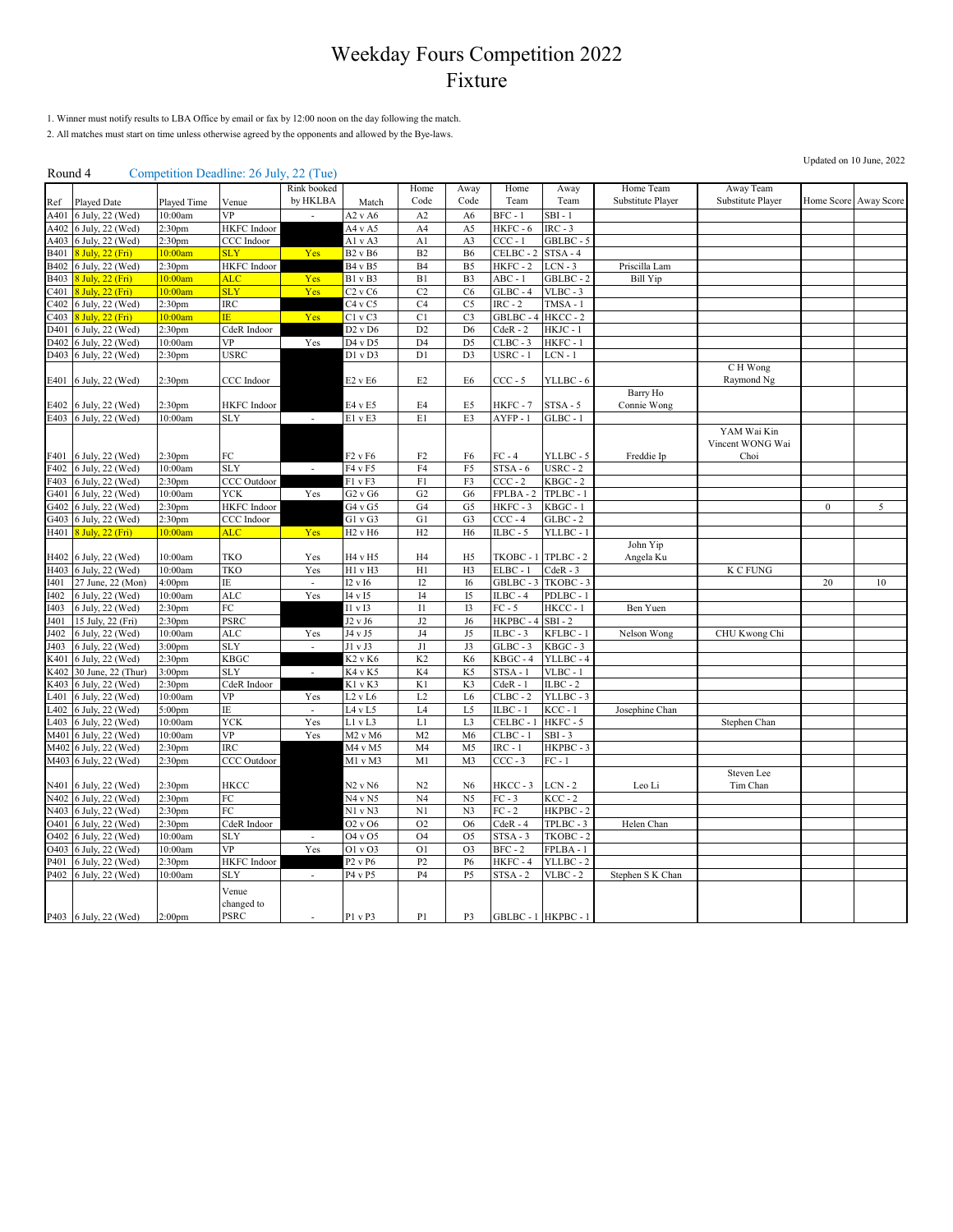# Weekday Fours Competition 2022
# Fixture

1. Winner must notify results to LBA Office by email or fax by 12:00 noon on the day following the match.
2. All matches must start on time unless otherwise agreed by the opponents and allowed by the Bye-laws.

Updated on 10 June, 2022

Round 4 Competition Deadline: 26 July, 22 (Tue)

| Ref | Played Date | Played Time | Venue | Rink booked by HKLBA | Match | Home Code | Away Code | Home Team | Away Team | Home Team Substitute Player | Away Team Substitute Player | Home Score | Away Score |
|---|---|---|---|---|---|---|---|---|---|---|---|---|---|
| A401 | 6 July, 22 (Wed) | 10:00am | VP | - | A2 v A6 | A2 | A6 | BFC - 1 | SBI - 1 | | | | |
| A402 | 6 July, 22 (Wed) | 2:30pm | HKFC Indoor | | A4 v A5 | A4 | A5 | HKFC - 6 | IRC - 3 | | | | |
| A403 | 6 July, 22 (Wed) | 2:30pm | CCC Indoor | | A1 v A3 | A1 | A3 | CCC - 1 | GBLBC - 5 | | | | |
| B401 | 8 July, 22 (Fri) | 10:00am | SLY | Yes | B2 v B6 | B2 | B6 | CELBC - 2 | STSA - 4 | | | | |
| B402 | 6 July, 22 (Wed) | 2:30pm | HKFC Indoor | | B4 v B5 | B4 | B5 | HKFC - 2 | LCN - 3 | Priscilla Lam | | | |
| B403 | 8 July, 22 (Fri) | 10:00am | ALC | Yes | B1 v B3 | B1 | B3 | ABC - 1 | GBLBC - 2 | Bill Yip | | | |
| C401 | 8 July, 22 (Fri) | 10:00am | SLY | Yes | C2 v C6 | C2 | C6 | GLBC - 4 | VLBC - 3 | | | | |
| C402 | 6 July, 22 (Wed) | 2:30pm | IRC | | C4 v C5 | C4 | C5 | IRC - 2 | TMSA - 1 | | | | |
| C403 | 8 July, 22 (Fri) | 10:00am | IE | Yes | C1 v C3 | C1 | C3 | GBLBC - 4 | HKCC - 2 | | | | |
| D401 | 6 July, 22 (Wed) | 2:30pm | CdeR Indoor | | D2 v D6 | D2 | D6 | CdeR - 2 | HKJC - 1 | | | | |
| D402 | 6 July, 22 (Wed) | 10:00am | VP | Yes | D4 v D5 | D4 | D5 | CLBC - 3 | HKFC - 1 | | | | |
| D403 | 6 July, 22 (Wed) | 2:30pm | USRC | | D1 v D3 | D1 | D3 | USRC - 1 | LCN - 1 | | | | |
| E401 | 6 July, 22 (Wed) | 2:30pm | CCC Indoor | | E2 v E6 | E2 | E6 | CCC - 5 | YLLBC - 6 | | C H Wong<br>Raymond Ng | | |
| E402 | 6 July, 22 (Wed) | 2:30pm | HKFC Indoor | | E4 v E5 | E4 | E5 | HKFC - 7 | STSA - 5 | Barry Ho<br>Connie Wong | | | |
| E403 | 6 July, 22 (Wed) | 10:00am | SLY | - | E1 v E3 | E1 | E3 | AYFP - 1 | GLBC - 1 | | | | |
| F401 | 6 July, 22 (Wed) | 2:30pm | FC | | F2 v F6 | F2 | F6 | FC - 4 | YLLBC - 5 | Freddie Ip | YAM Wai Kin<br>Vincent WONG Wai Choi | | |
| F402 | 6 July, 22 (Wed) | 10:00am | SLY | - | F4 v F5 | F4 | F5 | STSA - 6 | USRC - 2 | | | | |
| F403 | 6 July, 22 (Wed) | 2:30pm | CCC Outdoor | | F1 v F3 | F1 | F3 | CCC - 2 | KBGC - 2 | | | | |
| G401 | 6 July, 22 (Wed) | 10:00am | YCK | Yes | G2 v G6 | G2 | G6 | FPLBA - 2 | TPLBC - 1 | | | | |
| G402 | 6 July, 22 (Wed) | 2:30pm | HKFC Indoor | | G4 v G5 | G4 | G5 | HKFC - 3 | KBGC - 1 | | | 0 | 5 |
| G403 | 6 July, 22 (Wed) | 2:30pm | CCC Indoor | | G1 v G3 | G1 | G3 | CCC - 4 | GLBC - 2 | | | | |
| H401 | 8 July, 22 (Fri) | 10:00am | ALC | Yes | H2 v H6 | H2 | H6 | ILBC - 5 | YLLBC - 1 | | | | |
| H402 | 6 July, 22 (Wed) | 10:00am | TKO | Yes | H4 v H5 | H4 | H5 | TKOBC - 1 | TPLBC - 2 | John Yip<br>Angela Ku | | | |
| H403 | 6 July, 22 (Wed) | 10:00am | TKO | Yes | H1 v H3 | H1 | H3 | ELBC - 1 | CdeR - 3 | | K C FUNG | | |
| I401 | 27 June, 22 (Mon) | 4:00pm | IE | - | I2 v I6 | I2 | I6 | GBLBC - 3 | TKOBC - 3 | | | 20 | 10 |
| I402 | 6 July, 22 (Wed) | 10:00am | ALC | Yes | I4 v I5 | I4 | I5 | ILBC - 4 | PDLBC - 1 | | | | |
| I403 | 6 July, 22 (Wed) | 2:30pm | FC | | I1 v I3 | I1 | I3 | FC - 5 | HKCC - 1 | Ben Yuen | | | |
| J401 | 15 July, 22 (Fri) | 2:30pm | PSRC | | J2 v J6 | J2 | J6 | HKPBC - 4 | SBI - 2 | | | | |
| J402 | 6 July, 22 (Wed) | 10:00am | ALC | Yes | J4 v J5 | J4 | J5 | ILBC - 3 | KFLBC - 1 | Nelson Wong | CHU Kwong Chi | | |
| J403 | 6 July, 22 (Wed) | 3:00pm | SLY | - | J1 v J3 | J1 | J3 | GLBC - 3 | KBGC - 3 | | | | |
| K401 | 6 July, 22 (Wed) | 2:30pm | KBGC | | K2 v K6 | K2 | K6 | KBGC - 4 | YLLBC - 4 | | | | |
| K402 | 30 June, 22 (Thur) | 3:00pm | SLY | - | K4 v K5 | K4 | K5 | STSA - 1 | VLBC - 1 | | | | |
| K403 | 6 July, 22 (Wed) | 2:30pm | CdeR Indoor | | K1 v K3 | K1 | K3 | CdeR - 1 | ILBC - 2 | | | | |
| L401 | 6 July, 22 (Wed) | 10:00am | VP | Yes | L2 v L6 | L2 | L6 | CLBC - 2 | YLLBC - 3 | | | | |
| L402 | 6 July, 22 (Wed) | 5:00pm | IE | - | L4 v L5 | L4 | L5 | ILBC - 1 | KCC - 1 | Josephine Chan | | | |
| L403 | 6 July, 22 (Wed) | 10:00am | YCK | Yes | L1 v L3 | L1 | L3 | CELBC - 1 | HKFC - 5 | | Stephen Chan | | |
| M401 | 6 July, 22 (Wed) | 10:00am | VP | Yes | M2 v M6 | M2 | M6 | CLBC - 1 | SBI - 3 | | | | |
| M402 | 6 July, 22 (Wed) | 2:30pm | IRC | | M4 v M5 | M4 | M5 | IRC - 1 | HKPBC - 3 | | | | |
| M403 | 6 July, 22 (Wed) | 2:30pm | CCC Outdoor | | M1 v M3 | M1 | M3 | CCC - 3 | FC - 1 | | | | |
| N401 | 6 July, 22 (Wed) | 2:30pm | HKCC | | N2 v N6 | N2 | N6 | HKCC - 3 | LCN - 2 | Leo Li | Steven Lee<br>Tim Chan | | |
| N402 | 6 July, 22 (Wed) | 2:30pm | FC | | N4 v N5 | N4 | N5 | FC - 3 | KCC - 2 | | | | |
| N403 | 6 July, 22 (Wed) | 2:30pm | FC | | N1 v N3 | N1 | N3 | FC - 2 | HKPBC - 2 | | | | |
| O401 | 6 July, 22 (Wed) | 2:30pm | CdeR Indoor | | O2 v O6 | O2 | O6 | CdeR - 4 | TPLBC - 3 | Helen Chan | | | |
| O402 | 6 July, 22 (Wed) | 10:00am | SLY | - | O4 v O5 | O4 | O5 | STSA - 3 | TKOBC - 2 | | | | |
| O403 | 6 July, 22 (Wed) | 10:00am | VP | Yes | O1 v O3 | O1 | O3 | BFC - 2 | FPLBA - 1 | | | | |
| P401 | 6 July, 22 (Wed) | 2:30pm | HKFC Indoor | | P2 v P6 | P2 | P6 | HKFC - 4 | YLLBC - 2 | | | | |
| P402 | 6 July, 22 (Wed) | 10:00am | SLY | - | P4 v P5 | P4 | P5 | STSA - 2 | VLBC - 2 | Stephen S K Chan | | | |
| P403 | 6 July, 22 (Wed) | 2:00pm | Venue changed to PSRC | - | P1 v P3 | P1 | P3 | GBLBC - 1 | HKPBC - 1 | | | | |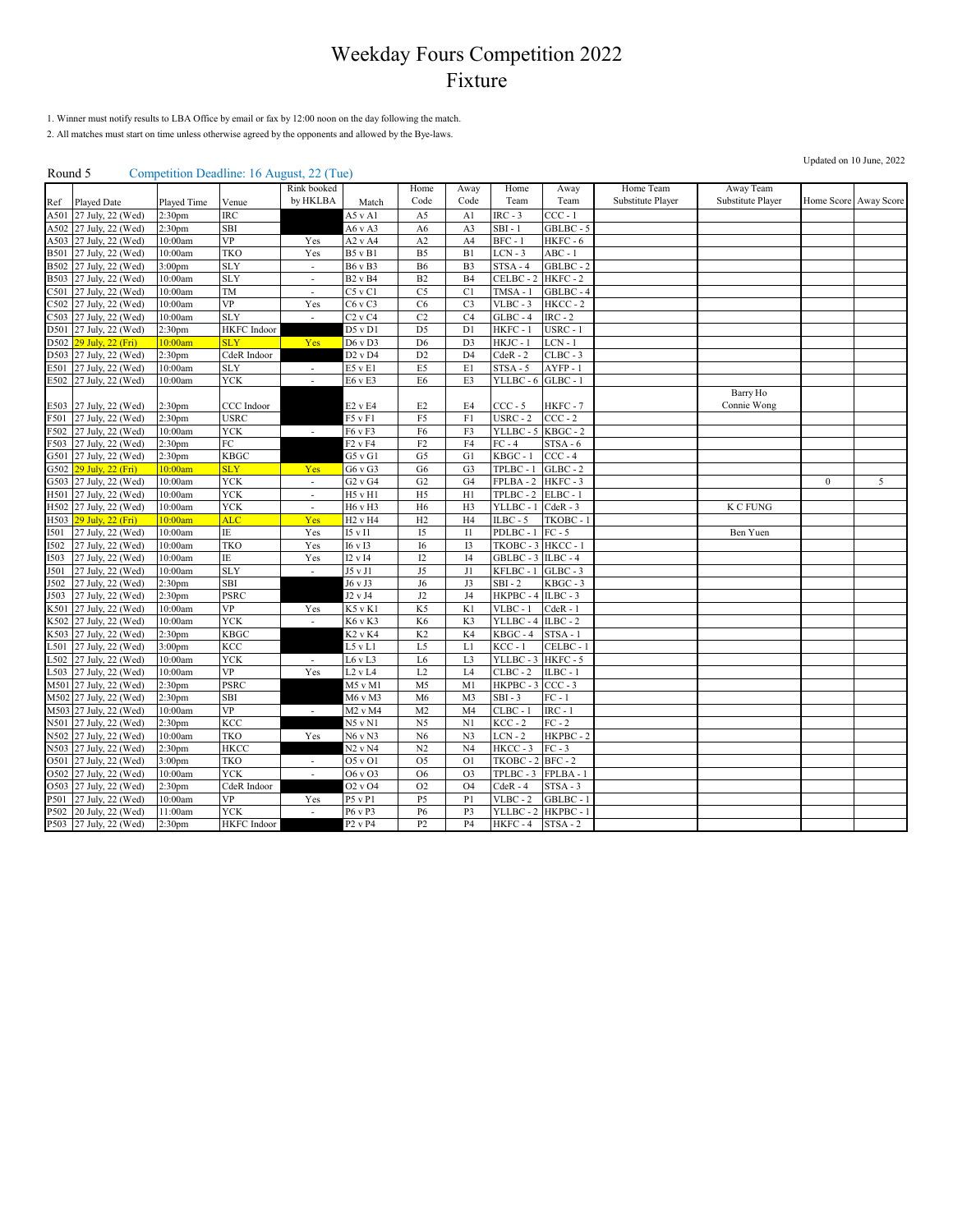# Weekday Fours Competition 2022
# Fixture

1. Winner must notify results to LBA Office by email or fax by 12:00 noon on the day following the match.
2. All matches must start on time unless otherwise agreed by the opponents and allowed by the Bye-laws.

Updated on 10 June, 2022

Round 5 Competition Deadline: 16 August, 22 (Tue)

| Ref | Played Date | Played Time | Venue | Rink booked by HKLBA | Match | Home Code | Away Code | Home Team | Away Team | Home Team Substitute Player | Away Team Substitute Player | Home Score | Away Score |
|---|---|---|---|---|---|---|---|---|---|---|---|---|---|
| A501 | 27 July, 22 (Wed) | 2:30pm | IRC | | A5 v A1 | A5 | A1 | IRC - 3 | CCC - 1 | | | | |
| A502 | 27 July, 22 (Wed) | 2:30pm | SBI | | A6 v A3 | A6 | A3 | SBI - 1 | GBLBC - 5 | | | | |
| A503 | 27 July, 22 (Wed) | 10:00am | VP | Yes | A2 v A4 | A2 | A4 | BFC - 1 | HKFC - 6 | | | | |
| B501 | 27 July, 22 (Wed) | 10:00am | TKO | Yes | B5 v B1 | B5 | B1 | LCN - 3 | ABC - 1 | | | | |
| B502 | 27 July, 22 (Wed) | 3:00pm | SLY | - | B6 v B3 | B6 | B3 | STSA - 4 | GBLBC - 2 | | | | |
| B503 | 27 July, 22 (Wed) | 10:00am | SLY | - | B2 v B4 | B2 | B4 | CELBC - 2 | HKFC - 2 | | | | |
| C501 | 27 July, 22 (Wed) | 10:00am | TM | - | C5 v C1 | C5 | C1 | TMSA - 1 | GBLBC - 4 | | | | |
| C502 | 27 July, 22 (Wed) | 10:00am | VP | Yes | C6 v C3 | C6 | C3 | VLBC - 3 | HKCC - 2 | | | | |
| C503 | 27 July, 22 (Wed) | 10:00am | SLY | - | C2 v C4 | C2 | C4 | GLBC - 4 | IRC - 2 | | | | |
| D501 | 27 July, 22 (Wed) | 2:30pm | HKFC Indoor | | D5 v D1 | D5 | D1 | HKFC - 1 | USRC - 1 | | | | |
| D502 | 29 July, 22 (Fri) | 10:00am | SLY | Yes | D6 v D3 | D6 | D3 | HKJC - 1 | LCN - 1 | | | | |
| D503 | 27 July, 22 (Wed) | 2:30pm | CdeR Indoor | | D2 v D4 | D2 | D4 | CdeR - 2 | CLBC - 3 | | | | |
| E501 | 27 July, 22 (Wed) | 10:00am | SLY | - | E5 v E1 | E5 | E1 | STSA - 5 | AYFP - 1 | | | | |
| E502 | 27 July, 22 (Wed) | 10:00am | YCK | - | E6 v E3 | E6 | E3 | YLLBC - 6 | GLBC - 1 | | | | |
| E503 | 27 July, 22 (Wed) | 2:30pm | CCC Indoor | | E2 v E4 | E2 | E4 | CCC - 5 | HKFC - 7 | | Barry Ho Connie Wong | | |
| F501 | 27 July, 22 (Wed) | 2:30pm | USRC | | F5 v F1 | F5 | F1 | USRC - 2 | CCC - 2 | | | | |
| F502 | 27 July, 22 (Wed) | 10:00am | YCK | - | F6 v F3 | F6 | F3 | YLLBC - 5 | KBGC - 2 | | | | |
| F503 | 27 July, 22 (Wed) | 2:30pm | FC | | F2 v F4 | F2 | F4 | FC - 4 | STSA - 6 | | | | |
| G501 | 27 July, 22 (Wed) | 2:30pm | KBGC | | G5 v G1 | G5 | G1 | KBGC - 1 | CCC - 4 | | | | |
| G502 | 29 July, 22 (Fri) | 10:00am | SLY | Yes | G6 v G3 | G6 | G3 | TPLBC - 1 | GLBC - 2 | | | | |
| G503 | 27 July, 22 (Wed) | 10:00am | YCK | - | G2 v G4 | G2 | G4 | FPLBA - 2 | HKFC - 3 | | | 0 | 5 |
| H501 | 27 July, 22 (Wed) | 10:00am | YCK | - | H5 v H1 | H5 | H1 | TPLBC - 2 | ELBC - 1 | | | | |
| H502 | 27 July, 22 (Wed) | 10:00am | YCK | - | H6 v H3 | H6 | H3 | YLLBC - 1 | CdeR - 3 | | K C FUNG | | |
| H503 | 29 July, 22 (Fri) | 10:00am | ALC | Yes | H2 v H4 | H2 | H4 | ILBC - 5 | TKOBC - 1 | | | | |
| I501 | 27 July, 22 (Wed) | 10:00am | IE | Yes | I5 v I1 | I5 | I1 | PDLBC - 1 | FC - 5 | | Ben Yuen | | |
| I502 | 27 July, 22 (Wed) | 10:00am | TKO | Yes | I6 v I3 | I6 | I3 | TKOBC - 3 | HKCC - 1 | | | | |
| I503 | 27 July, 22 (Wed) | 10:00am | IE | Yes | I2 v I4 | I2 | I4 | GBLBC - 3 | ILBC - 4 | | | | |
| J501 | 27 July, 22 (Wed) | 10:00am | SLY | - | J5 v J1 | J5 | J1 | KFLBC - 1 | GLBC - 3 | | | | |
| J502 | 27 July, 22 (Wed) | 2:30pm | SBI | | J6 v J3 | J6 | J3 | SBI - 2 | KBGC - 3 | | | | |
| J503 | 27 July, 22 (Wed) | 2:30pm | PSRC | | J2 v J4 | J2 | J4 | HKPBC - 4 | ILBC - 3 | | | | |
| K501 | 27 July, 22 (Wed) | 10:00am | VP | Yes | K5 v K1 | K5 | K1 | VLBC - 1 | CdeR - 1 | | | | |
| K502 | 27 July, 22 (Wed) | 10:00am | YCK | - | K6 v K3 | K6 | K3 | YLLBC - 4 | ILBC - 2 | | | | |
| K503 | 27 July, 22 (Wed) | 2:30pm | KBGC | | K2 v K4 | K2 | K4 | KBGC - 4 | STSA - 1 | | | | |
| L501 | 27 July, 22 (Wed) | 3:00pm | KCC | | L5 v L1 | L5 | L1 | KCC - 1 | CELBC - 1 | | | | |
| L502 | 27 July, 22 (Wed) | 10:00am | YCK | - | L6 v L3 | L6 | L3 | YLLBC - 3 | HKFC - 5 | | | | |
| L503 | 27 July, 22 (Wed) | 10:00am | VP | Yes | L2 v L4 | L2 | L4 | CLBC - 2 | ILBC - 1 | | | | |
| M501 | 27 July, 22 (Wed) | 2:30pm | PSRC | | M5 v M1 | M5 | M1 | HKPBC - 3 | CCC - 3 | | | | |
| M502 | 27 July, 22 (Wed) | 2:30pm | SBI | | M6 v M3 | M6 | M3 | SBI - 3 | FC - 1 | | | | |
| M503 | 27 July, 22 (Wed) | 10:00am | VP | - | M2 v M4 | M2 | M4 | CLBC - 1 | IRC - 1 | | | | |
| N501 | 27 July, 22 (Wed) | 2:30pm | KCC | | N5 v N1 | N5 | N1 | KCC - 2 | FC - 2 | | | | |
| N502 | 27 July, 22 (Wed) | 10:00am | TKO | Yes | N6 v N3 | N6 | N3 | LCN - 2 | HKPBC - 2 | | | | |
| N503 | 27 July, 22 (Wed) | 2:30pm | HKCC | | N2 v N4 | N2 | N4 | HKCC - 3 | FC - 3 | | | | |
| O501 | 27 July, 22 (Wed) | 3:00pm | TKO | - | O5 v O1 | O5 | O1 | TKOBC - 2 | BFC - 2 | | | | |
| O502 | 27 July, 22 (Wed) | 10:00am | YCK | - | O6 v O3 | O6 | O3 | TPLBC - 3 | FPLBA - 1 | | | | |
| O503 | 27 July, 22 (Wed) | 2:30pm | CdeR Indoor | | O2 v O4 | O2 | O4 | CdeR - 4 | STSA - 3 | | | | |
| P501 | 27 July, 22 (Wed) | 10:00am | VP | Yes | P5 v P1 | P5 | P1 | VLBC - 2 | GBLBC - 1 | | | | |
| P502 | 20 July, 22 (Wed) | 11:00am | YCK | - | P6 v P3 | P6 | P3 | YLLBC - 2 | HKPBC - 1 | | | | |
| P503 | 27 July, 22 (Wed) | 2:30pm | HKFC Indoor | | P2 v P4 | P2 | P4 | HKFC - 4 | STSA - 2 | | | | |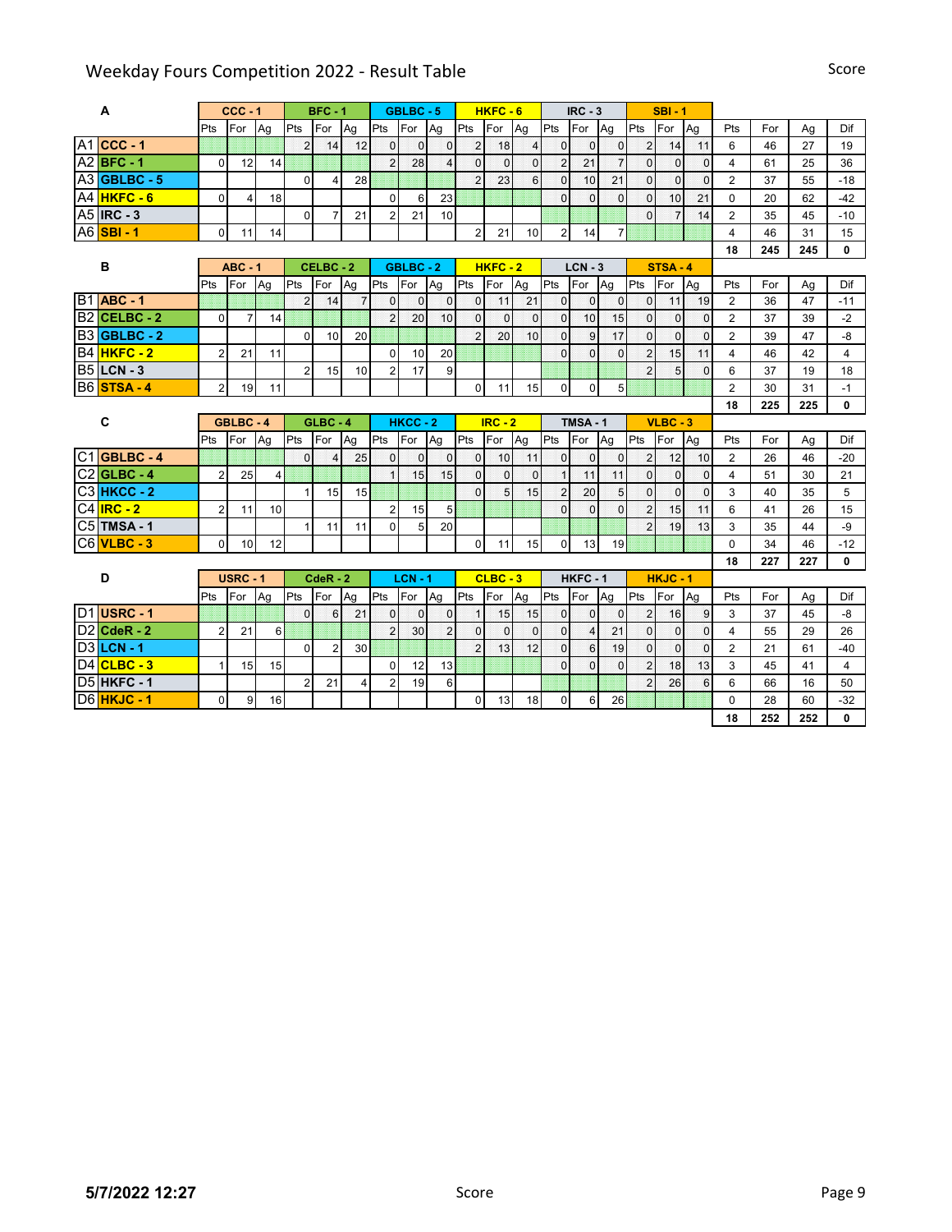# Weekday Fours Competition 2022 - Result Table

| A | | CCC - 1 | | | BFC - 1 | | | GBLBC - 5 | | | HKFC - 6 | | | IRC - 3 | | | SBI - 1 | | | | | | |
|---|---|---|---|---|---|---|---|---|---|---|---|---|---|---|---|---|---|---|---|---|---|---|---|---|
| | | Pts | For | Ag | Pts | For | Ag | Pts | For | Ag | Pts | For | Ag | Pts | For | Ag | Pts | For | Ag | Pts | For | Ag | Dif |
| A1 | CCC - 1 | | | | 2 | 14 | 12 | 0 | 0 | 0 | 2 | 18 | 4 | 0 | 0 | 0 | 2 | 14 | 11 | 6 | 46 | 27 | 19 |
| A2 | BFC - 1 | 0 | 12 | 14 | | | | 2 | 28 | 4 | 0 | 0 | 0 | 2 | 21 | 7 | 0 | 0 | 0 | 4 | 61 | 25 | 36 |
| A3 | GBLBC - 5 | | | | 0 | 4 | 28 | | | | 2 | 23 | 6 | 0 | 10 | 21 | 0 | 0 | 0 | 2 | 37 | 55 | -18 |
| A4 | HKFC - 6 | 0 | 4 | 18 | | | | 0 | 6 | 23 | | | | 0 | 0 | 0 | 0 | 10 | 21 | 0 | 20 | 62 | -42 |
| A5 | IRC - 3 | | | | 0 | 7 | 21 | 2 | 21 | 10 | | | | | | | 0 | 7 | 14 | 2 | 35 | 45 | -10 |
| A6 | SBI - 1 | 0 | 11 | 14 | | | | | | | 2 | 21 | 10 | 2 | 14 | 7 | | | | 4 | 46 | 31 | 15 |
| | | | | | | | | | | | | | | | | | | | | 18 | 245 | 245 | 0 |

| B | | ABC - 1 | | | CELBC - 2 | | | GBLBC - 2 | | | HKFC - 2 | | | LCN - 3 | | | STSA - 4 | | | | | | |
|---|---|---|---|---|---|---|---|---|---|---|---|---|---|---|---|---|---|---|---|---|---|---|---|
| | | Pts | For | Ag | Pts | For | Ag | Pts | For | Ag | Pts | For | Ag | Pts | For | Ag | Pts | For | Ag | Pts | For | Ag | Dif |
| B1 | ABC - 1 | | | | 2 | 14 | 7 | 0 | 0 | 0 | 0 | 11 | 21 | 0 | 0 | 0 | 0 | 11 | 19 | 2 | 36 | 47 | -11 |
| B2 | CELBC - 2 | 0 | 7 | 14 | | | | 2 | 20 | 10 | 0 | 0 | 0 | 0 | 10 | 15 | 0 | 0 | 0 | 2 | 37 | 39 | -2 |
| B3 | GBLBC - 2 | | | | 0 | 10 | 20 | | | | 2 | 20 | 10 | 0 | 9 | 17 | 0 | 0 | 0 | 2 | 39 | 47 | -8 |
| B4 | HKFC - 2 | 2 | 21 | 11 | | | | 0 | 10 | 20 | | | | 0 | 0 | 0 | 2 | 15 | 11 | 4 | 46 | 42 | 4 |
| B5 | LCN - 3 | | | | 2 | 15 | 10 | 2 | 17 | 9 | | | | | | | 2 | 5 | 0 | 6 | 37 | 19 | 18 |
| B6 | STSA - 4 | 2 | 19 | 11 | | | | | | | 0 | 11 | 15 | 0 | 0 | 5 | | | | 2 | 30 | 31 | -1 |
| | | | | | | | | | | | | | | | | | | | | 18 | 225 | 225 | 0 |

| C | | GBLBC - 4 | | | GLBC - 4 | | | HKCC - 2 | | | IRC - 2 | | | TMSA - 1 | | | VLBC - 3 | | | | | | |
|---|---|---|---|---|---|---|---|---|---|---|---|---|---|---|---|---|---|---|---|---|---|---|---|
| | | Pts | For | Ag | Pts | For | Ag | Pts | For | Ag | Pts | For | Ag | Pts | For | Ag | Pts | For | Ag | Pts | For | Ag | Dif |
| C1 | GBLBC - 4 | | | | 0 | 4 | 25 | 0 | 0 | 0 | 0 | 10 | 11 | 0 | 0 | 0 | 2 | 12 | 10 | 2 | 26 | 46 | -20 |
| C2 | GLBC - 4 | 2 | 25 | 4 | | | | 1 | 15 | 15 | 0 | 0 | 0 | 1 | 11 | 11 | 0 | 0 | 0 | 4 | 51 | 30 | 21 |
| C3 | HKCC - 2 | | | | 1 | 15 | 15 | | | | 0 | 5 | 15 | 2 | 20 | 5 | 0 | 0 | 0 | 3 | 40 | 35 | 5 |
| C4 | IRC - 2 | 2 | 11 | 10 | | | | 2 | 15 | 5 | | | | 0 | 0 | 0 | 2 | 15 | 11 | 6 | 41 | 26 | 15 |
| C5 | TMSA - 1 | | | | 1 | 11 | 11 | 0 | 5 | 20 | | | | | | | 2 | 19 | 13 | 3 | 35 | 44 | -9 |
| C6 | VLBC - 3 | 0 | 10 | 12 | | | | | | | 0 | 11 | 15 | 0 | 13 | 19 | | | | 0 | 34 | 46 | -12 |
| | | | | | | | | | | | | | | | | | | | | 18 | 227 | 227 | 0 |

| D | | USRC - 1 | | | CdeR - 2 | | | LCN - 1 | | | CLBC - 3 | | | HKFC - 1 | | | HKJC - 1 | | | | | | |
|---|---|---|---|---|---|---|---|---|---|---|---|---|---|---|---|---|---|---|---|---|---|---|---|
| | | Pts | For | Ag | Pts | For | Ag | Pts | For | Ag | Pts | For | Ag | Pts | For | Ag | Pts | For | Ag | Pts | For | Ag | Dif |
| D1 | USRC - 1 | | | | 0 | 6 | 21 | 0 | 0 | 0 | 1 | 15 | 15 | 0 | 0 | 0 | 2 | 16 | 9 | 3 | 37 | 45 | -8 |
| D2 | CdeR - 2 | 2 | 21 | 6 | | | | 2 | 30 | 2 | 0 | 0 | 0 | 0 | 4 | 21 | 0 | 0 | 0 | 4 | 55 | 29 | 26 |
| D3 | LCN - 1 | | | | 0 | 2 | 30 | | | | 2 | 13 | 12 | 0 | 6 | 19 | 0 | 0 | 0 | 2 | 21 | 61 | -40 |
| D4 | CLBC - 3 | 1 | 15 | 15 | | | | 0 | 12 | 13 | | | | 0 | 0 | 0 | 2 | 18 | 13 | 3 | 45 | 41 | 4 |
| D5 | HKFC - 1 | | | | 2 | 21 | 4 | 2 | 19 | 6 | | | | | | | 2 | 26 | 6 | 6 | 66 | 16 | 50 |
| D6 | HKJC - 1 | 0 | 9 | 16 | | | | | | | 0 | 13 | 18 | 0 | 6 | 26 | | | | 0 | 28 | 60 | -32 |
| | | | | | | | | | | | | | | | | | | | | 18 | 252 | 252 | 0 |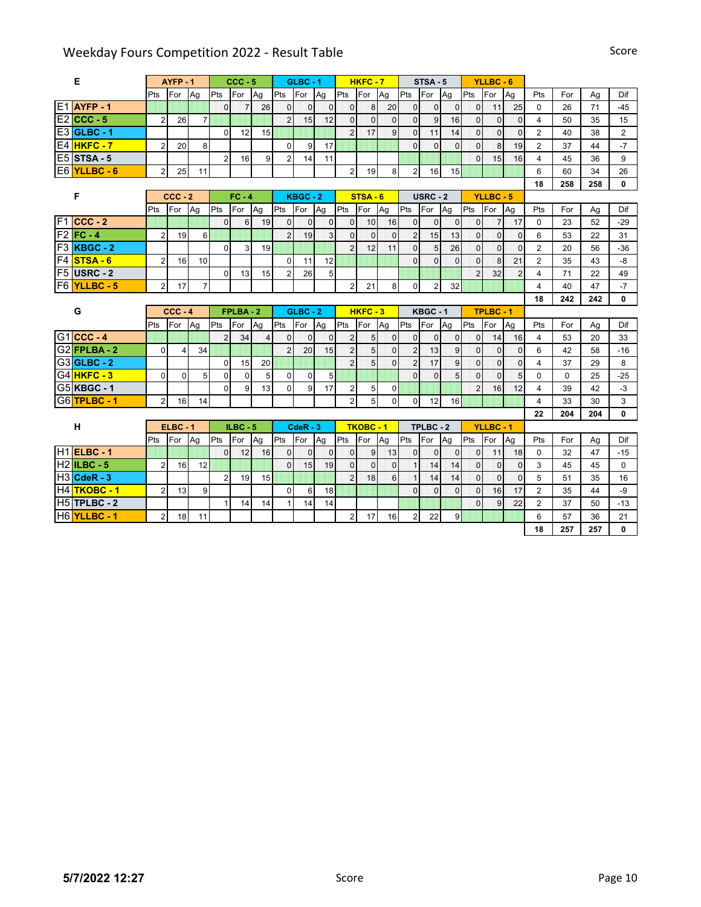# Weekday Fours Competition 2022 - Result Table

| E | | AYFP - 1 | | | CCC - 5 | | | GLBC - 1 | | | HKFC - 7 | | | STSA - 5 | | | YLLBC - 6 | | | | | | |
|---|---|---|---|---|---|---|---|---|---|---|---|---|---|---|---|---|---|---|---|---|---|---|---|---|
| | | Pts | For | Ag | Pts | For | Ag | Pts | For | Ag | Pts | For | Ag | Pts | For | Ag | Pts | For | Ag | Pts | For | Ag | Dif |
| E1 | AYFP - 1 | | | | 0 | 7 | 26 | 0 | 0 | 0 | 0 | 8 | 20 | 0 | 0 | 0 | 0 | 11 | 25 | 0 | 26 | 71 | -45 |
| E2 | CCC - 5 | 2 | 26 | 7 | | | | 2 | 15 | 12 | 0 | 0 | 0 | 0 | 9 | 16 | 0 | 0 | 0 | 4 | 50 | 35 | 15 |
| E3 | GLBC - 1 | | | | 0 | 12 | 15 | | | | 2 | 17 | 9 | 0 | 11 | 14 | 0 | 0 | 0 | 2 | 40 | 38 | 2 |
| E4 | HKFC - 7 | 2 | 20 | 8 | | | | 0 | 9 | 17 | | | | 0 | 0 | 0 | 0 | 8 | 19 | 2 | 37 | 44 | -7 |
| E5 | STSA - 5 | | | | 2 | 16 | 9 | 2 | 14 | 11 | | | | | | | 0 | 15 | 16 | 4 | 45 | 36 | 9 |
| E6 | YLLBC - 6 | 2 | 25 | 11 | | | | | | | 2 | 19 | 8 | 2 | 16 | 15 | | | | 6 | 60 | 34 | 26 |
| | | | | | | | | | | | | | | | | | | | | **18** | **258** | **258** | **0** |

| F | | CCC - 2 | | | FC - 4 | | | KBGC - 2 | | | STSA - 6 | | | USRC - 2 | | | YLLBC - 5 | | | | | | |
|---|---|---|---|---|---|---|---|---|---|---|---|---|---|---|---|---|---|---|---|---|---|---|---|---|
| | | Pts | For | Ag | Pts | For | Ag | Pts | For | Ag | Pts | For | Ag | Pts | For | Ag | Pts | For | Ag | Pts | For | Ag | Dif |
| F1 | CCC - 2 | | | | 0 | 6 | 19 | 0 | 0 | 0 | 0 | 10 | 16 | 0 | 0 | 0 | 0 | 7 | 17 | 0 | 23 | 52 | -29 |
| F2 | FC - 4 | 2 | 19 | 6 | | | | 2 | 19 | 3 | 0 | 0 | 0 | 2 | 15 | 13 | 0 | 0 | 0 | 6 | 53 | 22 | 31 |
| F3 | KBGC - 2 | | | | 0 | 3 | 19 | | | | 2 | 12 | 11 | 0 | 5 | 26 | 0 | 0 | 0 | 2 | 20 | 56 | -36 |
| F4 | STSA - 6 | 2 | 16 | 10 | | | | 0 | 11 | 12 | | | | 0 | 0 | 0 | 0 | 8 | 21 | 2 | 35 | 43 | -8 |
| F5 | USRC - 2 | | | | 0 | 13 | 15 | 2 | 26 | 5 | | | | | | | 2 | 32 | 2 | 4 | 71 | 22 | 49 |
| F6 | YLLBC - 5 | 2 | 17 | 7 | | | | | | | 2 | 21 | 8 | 0 | 2 | 32 | | | | 4 | 40 | 47 | -7 |
| | | | | | | | | | | | | | | | | | | | | **18** | **242** | **242** | **0** |

| G | | CCC - 4 | | | FPLBA - 2 | | | GLBC - 2 | | | HKFC - 3 | | | KBGC - 1 | | | TPLBC - 1 | | | | | | |
|---|---|---|---|---|---|---|---|---|---|---|---|---|---|---|---|---|---|---|---|---|---|---|---|---|
| | | Pts | For | Ag | Pts | For | Ag | Pts | For | Ag | Pts | For | Ag | Pts | For | Ag | Pts | For | Ag | Pts | For | Ag | Dif |
| G1 | CCC - 4 | | | | 2 | 34 | 4 | 0 | 0 | 0 | 2 | 5 | 0 | 0 | 0 | 0 | 0 | 14 | 16 | 4 | 53 | 20 | 33 |
| G2 | FPLBA - 2 | 0 | 4 | 34 | | | | 2 | 20 | 15 | 2 | 5 | 0 | 2 | 13 | 9 | 0 | 0 | 0 | 6 | 42 | 58 | -16 |
| G3 | GLBC - 2 | | | | 0 | 15 | 20 | | | | 2 | 5 | 0 | 2 | 17 | 9 | 0 | 0 | 0 | 4 | 37 | 29 | 8 |
| G4 | HKFC - 3 | 0 | 0 | 5 | 0 | 0 | 5 | 0 | 0 | 5 | | | | 0 | 0 | 5 | 0 | 0 | 5 | 0 | 0 | 25 | -25 |
| G5 | KBGC - 1 | | | | 0 | 9 | 13 | 0 | 9 | 17 | 2 | 5 | 0 | | | | 2 | 16 | 12 | 4 | 39 | 42 | -3 |
| G6 | TPLBC - 1 | 2 | 16 | 14 | | | | | | | 2 | 5 | 0 | 0 | 12 | 16 | | | | 4 | 33 | 30 | 3 |
| | | | | | | | | | | | | | | | | | | | | **22** | **204** | **204** | **0** |

| H | | ELBC - 1 | | | ILBC - 5 | | | CdeR - 3 | | | TKOBC - 1 | | | TPLBC - 2 | | | YLLBC - 1 | | | | | | |
|---|---|---|---|---|---|---|---|---|---|---|---|---|---|---|---|---|---|---|---|---|---|---|---|---|
| | | Pts | For | Ag | Pts | For | Ag | Pts | For | Ag | Pts | For | Ag | Pts | For | Ag | Pts | For | Ag | Pts | For | Ag | Dif |
| H1 | ELBC - 1 | | | | 0 | 12 | 16 | 0 | 0 | 0 | 0 | 9 | 13 | 0 | 0 | 0 | 0 | 11 | 18 | 0 | 32 | 47 | -15 |
| H2 | ILBC - 5 | 2 | 16 | 12 | | | | 0 | 15 | 19 | 0 | 0 | 0 | 1 | 14 | 14 | 0 | 0 | 0 | 3 | 45 | 45 | 0 |
| H3 | CdeR - 3 | | | | 2 | 19 | 15 | | | | 2 | 18 | 6 | 1 | 14 | 14 | 0 | 0 | 0 | 5 | 51 | 35 | 16 |
| H4 | TKOBC - 1 | 2 | 13 | 9 | | | | 0 | 6 | 18 | | | | 0 | 0 | 0 | 0 | 16 | 17 | 2 | 35 | 44 | -9 |
| H5 | TPLBC - 2 | | | | 1 | 14 | 14 | 1 | 14 | 14 | | | | | | | 0 | 9 | 22 | 2 | 37 | 50 | -13 |
| H6 | YLLBC - 1 | 2 | 18 | 11 | | | | | | | 2 | 17 | 16 | 2 | 22 | 9 | | | | 6 | 57 | 36 | 21 |
| | | | | | | | | | | | | | | | | | | | | **18** | **257** | **257** | **0** |

**5/7/2022 12:27**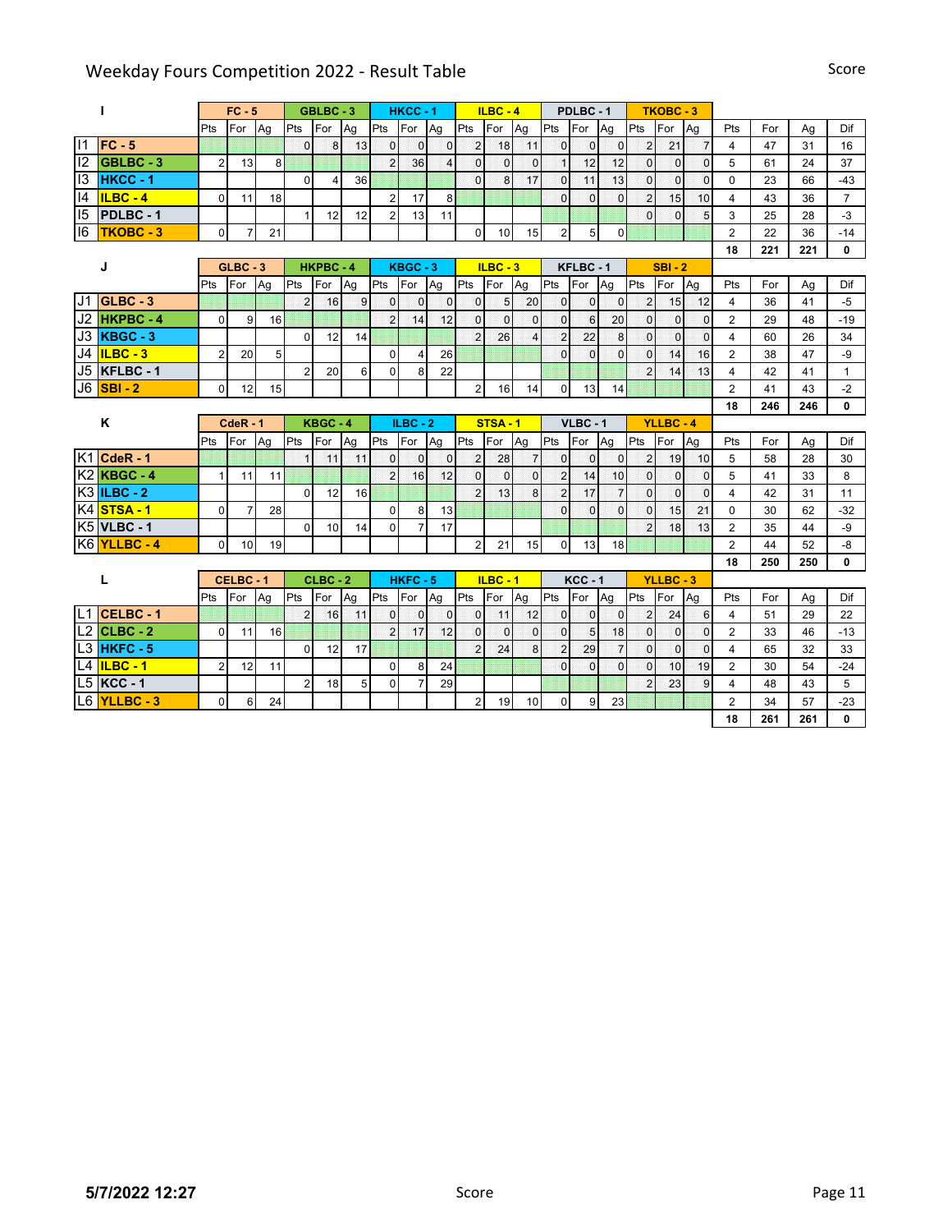# Weekday Fours Competition 2022 - Result Table

| I | | FC - 5 | | | GBLBC - 3 | | | HKCC - 1 | | | ILBC - 4 | | | PDLBC - 1 | | | TKOBC - 3 | | | | | | |
|---|---|---|---|---|---|---|---|---|---|---|---|---|---|---|---|---|---|---|---|---|---|---|---|
| | | Pts | For | Ag | Pts | For | Ag | Pts | For | Ag | Pts | For | Ag | Pts | For | Ag | Pts | For | Ag | Pts | For | Ag | Dif |
| I1 | FC - 5 | | | | 0 | 8 | 13 | 0 | 0 | 0 | 2 | 18 | 11 | 0 | 0 | 0 | 2 | 21 | 7 | 4 | 47 | 31 | 16 |
| I2 | GBLBC - 3 | 2 | 13 | 8 | | | | 2 | 36 | 4 | 0 | 0 | 0 | 1 | 12 | 12 | 0 | 0 | 0 | 5 | 61 | 24 | 37 |
| I3 | HKCC - 1 | | | | 0 | 4 | 36 | | | | 0 | 8 | 17 | 0 | 11 | 13 | 0 | 0 | 0 | 0 | 23 | 66 | -43 |
| I4 | ILBC - 4 | 0 | 11 | 18 | | | | 2 | 17 | 8 | | | | 0 | 0 | 0 | 2 | 15 | 10 | 4 | 43 | 36 | 7 |
| I5 | PDLBC - 1 | | | | 1 | 12 | 12 | 2 | 13 | 11 | | | | | | | 0 | 0 | 5 | 3 | 25 | 28 | -3 |
| I6 | TKOBC - 3 | 0 | 7 | 21 | | | | | | | 0 | 10 | 15 | 2 | 5 | 0 | | | | 2 | 22 | 36 | -14 |
| | | | | | | | | | | | | | | | | | | | | 18 | 221 | 221 | 0 |

| J | | GLBC - 3 | | | HKPBC - 4 | | | KBGC - 3 | | | ILBC - 3 | | | KFLBC - 1 | | | SBI - 2 | | | | | | |
|---|---|---|---|---|---|---|---|---|---|---|---|---|---|---|---|---|---|---|---|---|---|---|---|
| | | Pts | For | Ag | Pts | For | Ag | Pts | For | Ag | Pts | For | Ag | Pts | For | Ag | Pts | For | Ag | Pts | For | Ag | Dif |
| J1 | GLBC - 3 | | | | 2 | 16 | 9 | 0 | 0 | 0 | 0 | 5 | 20 | 0 | 0 | 0 | 2 | 15 | 12 | 4 | 36 | 41 | -5 |
| J2 | HKPBC - 4 | 0 | 9 | 16 | | | | 2 | 14 | 12 | 0 | 0 | 0 | 0 | 6 | 20 | 0 | 0 | 0 | 2 | 29 | 48 | -19 |
| J3 | KBGC - 3 | | | | 0 | 12 | 14 | | | | 2 | 26 | 4 | 2 | 22 | 8 | 0 | 0 | 0 | 4 | 60 | 26 | 34 |
| J4 | ILBC - 3 | 2 | 20 | 5 | | | | 0 | 4 | 26 | | | | 0 | 0 | 0 | 0 | 14 | 16 | 2 | 38 | 47 | -9 |
| J5 | KFLBC - 1 | | | | 2 | 20 | 6 | 0 | 8 | 22 | | | | | | | 2 | 14 | 13 | 4 | 42 | 41 | 1 |
| J6 | SBI - 2 | 0 | 12 | 15 | | | | | | | 2 | 16 | 14 | 0 | 13 | 14 | | | | 2 | 41 | 43 | -2 |
| | | | | | | | | | | | | | | | | | | | | 18 | 246 | 246 | 0 |

| K | | CdeR - 1 | | | KBGC - 4 | | | ILBC - 2 | | | STSA - 1 | | | VLBC - 1 | | | YLLBC - 4 | | | | | | |
|---|---|---|---|---|---|---|---|---|---|---|---|---|---|---|---|---|---|---|---|---|---|---|---|
| | | Pts | For | Ag | Pts | For | Ag | Pts | For | Ag | Pts | For | Ag | Pts | For | Ag | Pts | For | Ag | Pts | For | Ag | Dif |
| K1 | CdeR - 1 | | | | 1 | 11 | 11 | 0 | 0 | 0 | 2 | 28 | 7 | 0 | 0 | 0 | 2 | 19 | 10 | 5 | 58 | 28 | 30 |
| K2 | KBGC - 4 | 1 | 11 | 11 | | | | 2 | 16 | 12 | 0 | 0 | 0 | 2 | 14 | 10 | 0 | 0 | 0 | 5 | 41 | 33 | 8 |
| K3 | ILBC - 2 | | | | 0 | 12 | 16 | | | | 2 | 13 | 8 | 2 | 17 | 7 | 0 | 0 | 0 | 4 | 42 | 31 | 11 |
| K4 | STSA - 1 | 0 | 7 | 28 | | | | 0 | 8 | 13 | | | | 0 | 0 | 0 | 0 | 15 | 21 | 0 | 30 | 62 | -32 |
| K5 | VLBC - 1 | | | | 0 | 10 | 14 | 0 | 7 | 17 | | | | | | | 2 | 18 | 13 | 2 | 35 | 44 | -9 |
| K6 | YLLBC - 4 | 0 | 10 | 19 | | | | | | | 2 | 21 | 15 | 0 | 13 | 18 | | | | 2 | 44 | 52 | -8 |
| | | | | | | | | | | | | | | | | | | | | 18 | 250 | 250 | 0 |

| L | | CELBC - 1 | | | CLBC - 2 | | | HKFC - 5 | | | ILBC - 1 | | | KCC - 1 | | | YLLBC - 3 | | | | | | |
|---|---|---|---|---|---|---|---|---|---|---|---|---|---|---|---|---|---|---|---|---|---|---|---|
| | | Pts | For | Ag | Pts | For | Ag | Pts | For | Ag | Pts | For | Ag | Pts | For | Ag | Pts | For | Ag | Pts | For | Ag | Dif |
| L1 | CELBC - 1 | | | | 2 | 16 | 11 | 0 | 0 | 0 | 0 | 11 | 12 | 0 | 0 | 0 | 2 | 24 | 6 | 4 | 51 | 29 | 22 |
| L2 | CLBC - 2 | 0 | 11 | 16 | | | | 2 | 17 | 12 | 0 | 0 | 0 | 0 | 5 | 18 | 0 | 0 | 0 | 2 | 33 | 46 | -13 |
| L3 | HKFC - 5 | | | | 0 | 12 | 17 | | | | 2 | 24 | 8 | 2 | 29 | 7 | 0 | 0 | 0 | 4 | 65 | 32 | 33 |
| L4 | ILBC - 1 | 2 | 12 | 11 | | | | 0 | 8 | 24 | | | | 0 | 0 | 0 | 0 | 10 | 19 | 2 | 30 | 54 | -24 |
| L5 | KCC - 1 | | | | 2 | 18 | 5 | 0 | 7 | 29 | | | | | | | 2 | 23 | 9 | 4 | 48 | 43 | 5 |
| L6 | YLLBC - 3 | 0 | 6 | 24 | | | | | | | 2 | 19 | 10 | 0 | 9 | 23 | | | | 2 | 34 | 57 | -23 |
| | | | | | | | | | | | | | | | | | | | | 18 | 261 | 261 | 0 |

**5/7/2022 12:27**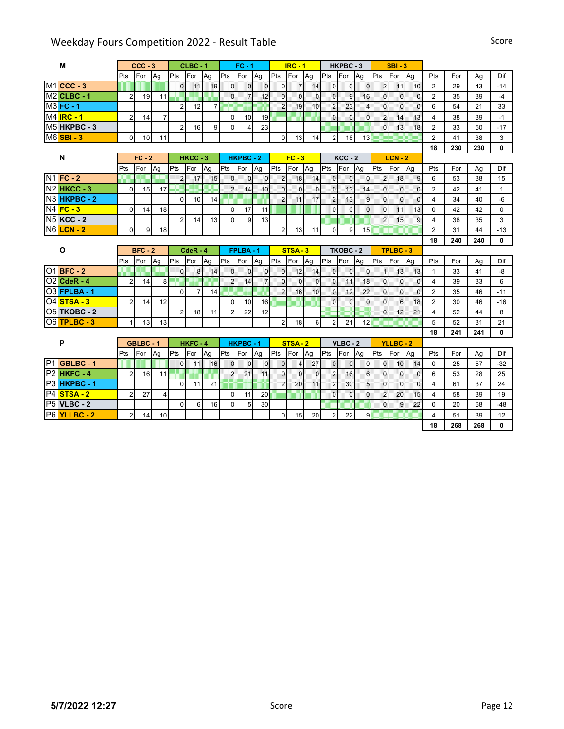# Weekday Fours Competition 2022 - Result Table

| M | | CCC - 3 | | | CLBC - 1 | | | FC - 1 | | | IRC - 1 | | | HKPBC - 3 | | | SBI - 3 | | | | | | |
|---|---|---|---|---|---|---|---|---|---|---|---|---|---|---|---|---|---|---|---|---|---|---|---|
| | | Pts | For | Ag | Pts | For | Ag | Pts | For | Ag | Pts | For | Ag | Pts | For | Ag | Pts | For | Ag | Pts | For | Ag | Dif |
| M1 | CCC - 3 | | | | 0 | 11 | 19 | 0 | 0 | 0 | 0 | 7 | 14 | 0 | 0 | 0 | 2 | 11 | 10 | 2 | 29 | 43 | -14 |
| M2 | CLBC - 1 | 2 | 19 | 11 | | | | 0 | 7 | 12 | 0 | 0 | 0 | 0 | 9 | 16 | 0 | 0 | 0 | 2 | 35 | 39 | -4 |
| M3 | FC - 1 | | | | 2 | 12 | 7 | | | | 2 | 19 | 10 | 2 | 23 | 4 | 0 | 0 | 0 | 6 | 54 | 21 | 33 |
| M4 | IRC - 1 | 2 | 14 | 7 | | | | 0 | 10 | 19 | | | | 0 | 0 | 0 | 2 | 14 | 13 | 4 | 38 | 39 | -1 |
| M5 | HKPBC - 3 | | | | 2 | 16 | 9 | 0 | 4 | 23 | | | | | | | 0 | 13 | 18 | 2 | 33 | 50 | -17 |
| M6 | SBI - 3 | 0 | 10 | 11 | | | | | | | 0 | 13 | 14 | 2 | 18 | 13 | | | | 2 | 41 | 38 | 3 |
| | | | | | | | | | | | | | | | | | | | | **18** | **230** | **230** | **0** |

| N | | FC - 2 | | | HKCC - 3 | | | HKPBC - 2 | | | FC - 3 | | | KCC - 2 | | | LCN - 2 | | | | | | |
|---|---|---|---|---|---|---|---|---|---|---|---|---|---|---|---|---|---|---|---|---|---|---|---|
| | | Pts | For | Ag | Pts | For | Ag | Pts | For | Ag | Pts | For | Ag | Pts | For | Ag | Pts | For | Ag | Pts | For | Ag | Dif |
| N1 | FC - 2 | | | | 2 | 17 | 15 | 0 | 0 | 0 | 2 | 18 | 14 | 0 | 0 | 0 | 2 | 18 | 9 | 6 | 53 | 38 | 15 |
| N2 | HKCC - 3 | 0 | 15 | 17 | | | | 2 | 14 | 10 | 0 | 0 | 0 | 0 | 13 | 14 | 0 | 0 | 0 | 2 | 42 | 41 | 1 |
| N3 | HKPBC - 2 | | | | 0 | 10 | 14 | | | | 2 | 11 | 17 | 2 | 13 | 9 | 0 | 0 | 0 | 4 | 34 | 40 | -6 |
| N4 | FC - 3 | 0 | 14 | 18 | | | | 0 | 17 | 11 | | | | 0 | 0 | 0 | 0 | 11 | 13 | 0 | 42 | 42 | 0 |
| N5 | KCC - 2 | | | | 2 | 14 | 13 | 0 | 9 | 13 | | | | | | | 2 | 15 | 9 | 4 | 38 | 35 | 3 |
| N6 | LCN - 2 | 0 | 9 | 18 | | | | | | | 2 | 13 | 11 | 0 | 9 | 15 | | | | 2 | 31 | 44 | -13 |
| | | | | | | | | | | | | | | | | | | | | **18** | **240** | **240** | **0** |

| O | | BFC - 2 | | | CdeR - 4 | | | FPLBA - 1 | | | STSA - 3 | | | TKOBC - 2 | | | TPLBC - 3 | | | | | | |
|---|---|---|---|---|---|---|---|---|---|---|---|---|---|---|---|---|---|---|---|---|---|---|---|
| | | Pts | For | Ag | Pts | For | Ag | Pts | For | Ag | Pts | For | Ag | Pts | For | Ag | Pts | For | Ag | Pts | For | Ag | Dif |
| O1 | BFC - 2 | | | | 0 | 8 | 14 | 0 | 0 | 0 | 0 | 12 | 14 | 0 | 0 | 0 | 1 | 13 | 13 | 1 | 33 | 41 | -8 |
| O2 | CdeR - 4 | 2 | 14 | 8 | | | | 2 | 14 | 7 | 0 | 0 | 0 | 0 | 11 | 18 | 0 | 0 | 0 | 4 | 39 | 33 | 6 |
| O3 | FPLBA - 1 | | | | 0 | 7 | 14 | | | | 2 | 16 | 10 | 0 | 12 | 22 | 0 | 0 | 0 | 2 | 35 | 46 | -11 |
| O4 | STSA - 3 | 2 | 14 | 12 | | | | 0 | 10 | 16 | | | | 0 | 0 | 0 | 0 | 6 | 18 | 2 | 30 | 46 | -16 |
| O5 | TKOBC - 2 | | | | 2 | 18 | 11 | 2 | 22 | 12 | | | | | | | 0 | 12 | 21 | 4 | 52 | 44 | 8 |
| O6 | TPLBC - 3 | 1 | 13 | 13 | | | | | | | 2 | 18 | 6 | 2 | 21 | 12 | | | | 5 | 52 | 31 | 21 |
| | | | | | | | | | | | | | | | | | | | | **18** | **241** | **241** | **0** |

| P | | GBLBC - 1 | | | HKFC - 4 | | | HKPBC - 1 | | | STSA - 2 | | | VLBC - 2 | | | YLLBC - 2 | | | | | | |
|---|---|---|---|---|---|---|---|---|---|---|---|---|---|---|---|---|---|---|---|---|---|---|---|
| | | Pts | For | Ag | Pts | For | Ag | Pts | For | Ag | Pts | For | Ag | Pts | For | Ag | Pts | For | Ag | Pts | For | Ag | Dif |
| P1 | GBLBC - 1 | | | | 0 | 11 | 16 | 0 | 0 | 0 | 0 | 4 | 27 | 0 | 0 | 0 | 0 | 10 | 14 | 0 | 25 | 57 | -32 |
| P2 | HKFC - 4 | 2 | 16 | 11 | | | | 2 | 21 | 11 | 0 | 0 | 0 | 2 | 16 | 6 | 0 | 0 | 0 | 6 | 53 | 28 | 25 |
| P3 | HKPBC - 1 | | | | 0 | 11 | 21 | | | | 2 | 20 | 11 | 2 | 30 | 5 | 0 | 0 | 0 | 4 | 61 | 37 | 24 |
| P4 | STSA - 2 | 2 | 27 | 4 | | | | 0 | 11 | 20 | | | | 0 | 0 | 0 | 2 | 20 | 15 | 4 | 58 | 39 | 19 |
| P5 | VLBC - 2 | | | | 0 | 6 | 16 | 0 | 5 | 30 | | | | | | | 0 | 9 | 22 | 0 | 20 | 68 | -48 |
| P6 | YLLBC - 2 | 2 | 14 | 10 | | | | | | | 0 | 15 | 20 | 2 | 22 | 9 | | | | 4 | 51 | 39 | 12 |
| | | | | | | | | | | | | | | | | | | | | **18** | **268** | **268** | **0** |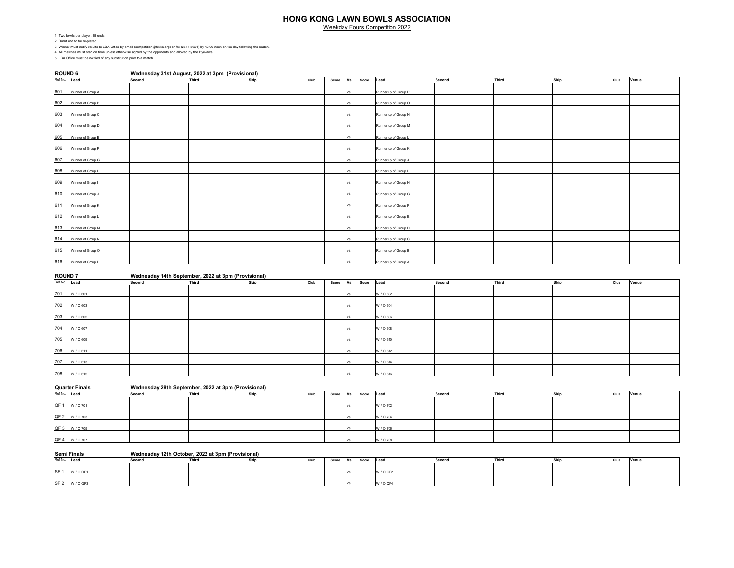# HONG KONG LAWN BOWLS ASSOCIATION

Weekday Fours Competition 2022

1. Two bowls per player, 15 ends
2. Burnt end to be re-played.
3. Winner must notify results to LBA Office by email (competition@hklba.org) or fax (2577 5621) by 12:00 noon on the day following the match.
4. All matches must start on time unless otherwise agreed by the opponents and allowed by the Bye-laws.
5. LBA Office must be notified of any substitution prior to a match.

**ROUND 6** — **Wednesday 31st August, 2022 at 3pm (Provisional)**

| Ref No. | Lead | Second | Third | Skip | Club | Score | Vs | Score | Lead | Second | Third | Skip | Club | Venue |
|---|---|---|---|---|---|---|---|---|---|---|---|---|---|---|
| 601 | Winner of Group A | | | | | | vs | | Runner up of Group P | | | | | |
| 602 | Winner of Group B | | | | | | vs | | Runner up of Group O | | | | | |
| 603 | Winner of Group C | | | | | | vs | | Runner up of Group N | | | | | |
| 604 | Winner of Group D | | | | | | vs | | Runner up of Group M | | | | | |
| 605 | Winner of Group E | | | | | | vs | | Runner up of Group L | | | | | |
| 606 | Winner of Group F | | | | | | vs | | Runner up of Group K | | | | | |
| 607 | Winner of Group G | | | | | | vs | | Runner up of Group J | | | | | |
| 608 | Winner of Group H | | | | | | vs | | Runner up of Group I | | | | | |
| 609 | Winner of Group I | | | | | | vs | | Runner up of Group H | | | | | |
| 610 | Winner of Group J | | | | | | vs | | Runner up of Group G | | | | | |
| 611 | Winner of Group K | | | | | | vs | | Runner up of Group F | | | | | |
| 612 | Winner of Group L | | | | | | vs | | Runner up of Group E | | | | | |
| 613 | Winner of Group M | | | | | | vs | | Runner up of Group D | | | | | |
| 614 | Winner of Group N | | | | | | vs | | Runner up of Group C | | | | | |
| 615 | Winner of Group O | | | | | | vs | | Runner up of Group B | | | | | |
| 616 | Winner of Group P | | | | | | vs | | Runner up of Group A | | | | | |

**ROUND 7** — **Wednesday 14th September, 2022 at 3pm (Provisional)**

| Ref No. | Lead | Second | Third | Skip | Club | Score | Vs | Score | Lead | Second | Third | Skip | Club | Venue |
|---|---|---|---|---|---|---|---|---|---|---|---|---|---|---|
| 701 | W / O 601 | | | | | | vs | | W / O 602 | | | | | |
| 702 | W / O 603 | | | | | | vs | | W / O 604 | | | | | |
| 703 | W / O 605 | | | | | | vs | | W / O 606 | | | | | |
| 704 | W / O 607 | | | | | | vs | | W / O 608 | | | | | |
| 705 | W / O 609 | | | | | | vs | | W / O 610 | | | | | |
| 706 | W / O 611 | | | | | | vs | | W / O 612 | | | | | |
| 707 | W / O 613 | | | | | | vs | | W / O 614 | | | | | |
| 708 | W / O 615 | | | | | | vs | | W / O 616 | | | | | |

**Quarter Finals** — **Wednesday 28th September, 2022 at 3pm (Provisional)**

| Ref No. | Lead | Second | Third | Skip | Club | Score | Vs | Score | Lead | Second | Third | Skip | Club | Venue |
|---|---|---|---|---|---|---|---|---|---|---|---|---|---|---|
| QF 1 | W / O 701 | | | | | | vs | | W / O 702 | | | | | |
| QF 2 | W / O 703 | | | | | | vs | | W / O 704 | | | | | |
| QF 3 | W / O 705 | | | | | | vs | | W / O 706 | | | | | |
| QF 4 | W / O 707 | | | | | | vs | | W / O 708 | | | | | |

**Semi Finals** — **Wednesday 12th October, 2022 at 3pm (Provisional)**

| Ref No. | Lead | Second | Third | Skip | Club | Score | Vs | Score | Lead | Second | Third | Skip | Club | Venue |
|---|---|---|---|---|---|---|---|---|---|---|---|---|---|---|
| SF 1 | W / O QF1 | | | | | | vs | | W / O QF2 | | | | | |
| SF 2 | W / O QF3 | | | | | | vs | | W / O QF4 | | | | | |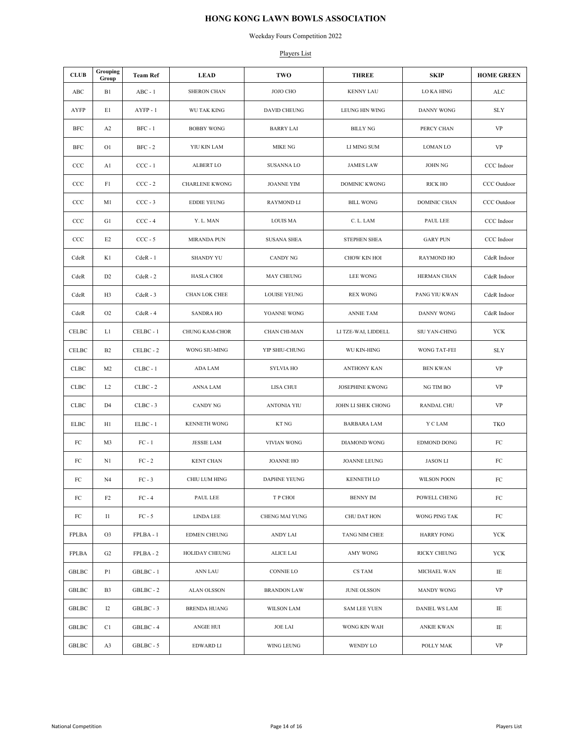# HONG KONG LAWN BOWLS ASSOCIATION

Weekday Fours Competition 2022

Players List

| CLUB | Grouping Group | Team Ref | LEAD | TWO | THREE | SKIP | HOME GREEN |
|---|---|---|---|---|---|---|---|
| ABC | B1 | ABC - 1 | SHERON CHAN | JOJO CHO | KENNY LAU | LO KA HING | ALC |
| AYFP | E1 | AYFP - 1 | WU TAK KING | DAVID CHEUNG | LEUNG HIN WING | DANNY WONG | SLY |
| BFC | A2 | BFC - 1 | BOBBY WONG | BARRY LAI | BILLY NG | PERCY CHAN | VP |
| BFC | O1 | BFC - 2 | YIU KIN LAM | MIKE NG | LI MING SUM | LOMAN LO | VP |
| CCC | A1 | CCC - 1 | ALBERT LO | SUSANNA LO | JAMES LAW | JOHN NG | CCC Indoor |
| CCC | F1 | CCC - 2 | CHARLENE KWONG | JOANNE YIM | DOMINIC KWONG | RICK HO | CCC Outdoor |
| CCC | M1 | CCC - 3 | EDDIE YEUNG | RAYMOND LI | BILL WONG | DOMINIC CHAN | CCC Outdoor |
| CCC | G1 | CCC - 4 | Y. L. MAN | LOUIS MA | C. L. LAM | PAUL LEE | CCC Indoor |
| CCC | E2 | CCC - 5 | MIRANDA PUN | SUSANA SHEA | STEPHEN SHEA | GARY PUN | CCC Indoor |
| CdeR | K1 | CdeR - 1 | SHANDY YU | CANDY NG | CHOW KIN HOI | RAYMOND HO | CdeR Indoor |
| CdeR | D2 | CdeR - 2 | HASLA CHOI | MAY CHEUNG | LEE WONG | HERMAN CHAN | CdeR Indoor |
| CdeR | H3 | CdeR - 3 | CHAN LOK CHEE | LOUISE YEUNG | REX WONG | PANG YIU KWAN | CdeR Indoor |
| CdeR | O2 | CdeR - 4 | SANDRA HO | YOANNE WONG | ANNIE TAM | DANNY WONG | CdeR Indoor |
| CELBC | L1 | CELBC - 1 | CHUNG KAM-CHOR | CHAN CHI-MAN | LI TZE-WAI, LIDDELL | SIU YAN-CHING | YCK |
| CELBC | B2 | CELBC - 2 | WONG SIU-MING | YIP SHIU-CHUNG | WU KIN-HING | WONG TAT-FEI | SLY |
| CLBC | M2 | CLBC - 1 | ADA LAM | SYLVIA HO | ANTHONY KAN | BEN KWAN | VP |
| CLBC | L2 | CLBC - 2 | ANNA LAM | LISA CHUI | JOSEPHINE KWONG | NG TIM BO | VP |
| CLBC | D4 | CLBC - 3 | CANDY NG | ANTONIA YIU | JOHN LI SHEK CHONG | RANDAL CHU | VP |
| ELBC | H1 | ELBC - 1 | KENNETH WONG | KT NG | BARBARA LAM | Y C LAM | TKO |
| FC | M3 | FC - 1 | JESSIE LAM | VIVIAN WONG | DIAMOND WONG | EDMOND DONG | FC |
| FC | N1 | FC - 2 | KENT CHAN | JOANNE HO | JOANNE LEUNG | JASON LI | FC |
| FC | N4 | FC - 3 | CHIU LUM HING | DAPHNE YEUNG | KENNETH LO | WILSON POON | FC |
| FC | F2 | FC - 4 | PAUL LEE | T P CHOI | BENNY IM | POWELL CHENG | FC |
| FC | I1 | FC - 5 | LINDA LEE | CHENG MAI YUNG | CHU DAT HON | WONG PING TAK | FC |
| FPLBA | O3 | FPLBA - 1 | EDMEN CHEUNG | ANDY LAI | TANG NIM CHEE | HARRY FONG | YCK |
| FPLBA | G2 | FPLBA - 2 | HOLIDAY CHEUNG | ALICE LAI | AMY WONG | RICKY CHEUNG | YCK |
| GBLBC | P1 | GBLBC - 1 | ANN LAU | CONNIE LO | CS TAM | MICHAEL WAN | IE |
| GBLBC | B3 | GBLBC - 2 | ALAN OLSSON | BRANDON LAW | JUNE OLSSON | MANDY WONG | VP |
| GBLBC | I2 | GBLBC - 3 | BRENDA HUANG | WILSON LAM | SAM LEE YUEN | DANIEL WS LAM | IE |
| GBLBC | C1 | GBLBC - 4 | ANGIE HUI | JOE LAI | WONG KIN WAH | ANKIE KWAN | IE |
| GBLBC | A3 | GBLBC - 5 | EDWARD LI | WING LEUNG | WENDY LO | POLLY MAK | VP |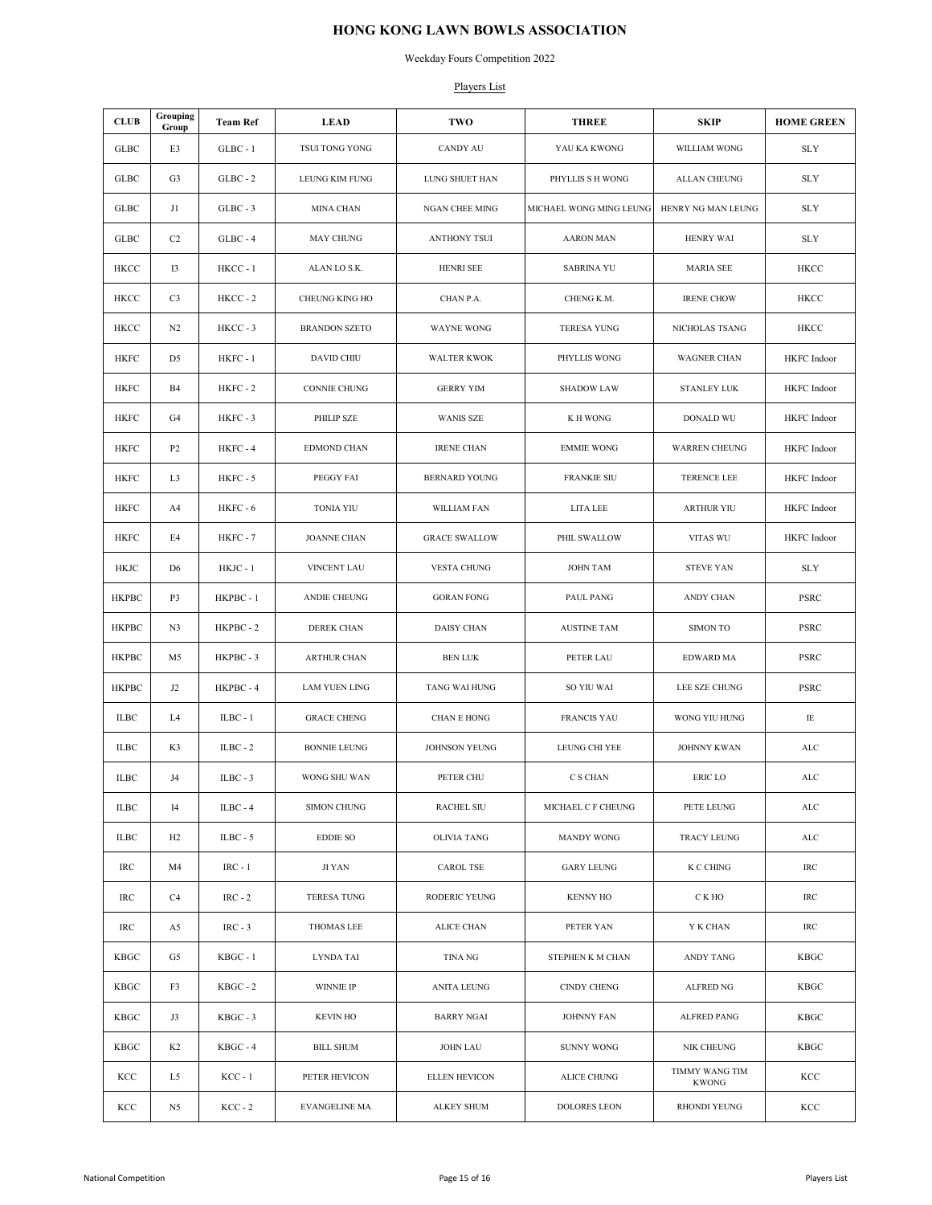# HONG KONG LAWN BOWLS ASSOCIATION

Weekday Fours Competition 2022

Players List

| CLUB | Grouping Group | Team Ref | LEAD | TWO | THREE | SKIP | HOME GREEN |
|---|---|---|---|---|---|---|---|
| GLBC | E3 | GLBC - 1 | TSUI TONG YONG | CANDY AU | YAU KA KWONG | WILLIAM WONG | SLY |
| GLBC | G3 | GLBC - 2 | LEUNG KIM FUNG | LUNG SHUET HAN | PHYLLIS S H WONG | ALLAN CHEUNG | SLY |
| GLBC | J1 | GLBC - 3 | MINA CHAN | NGAN CHEE MING | MICHAEL WONG MING LEUNG | HENRY NG MAN LEUNG | SLY |
| GLBC | C2 | GLBC - 4 | MAY CHUNG | ANTHONY TSUI | AARON MAN | HENRY WAI | SLY |
| HKCC | I3 | HKCC - 1 | ALAN LO S.K. | HENRI SEE | SABRINA YU | MARIA SEE | HKCC |
| HKCC | C3 | HKCC - 2 | CHEUNG KING HO | CHAN P.A. | CHENG K.M. | IRENE CHOW | HKCC |
| HKCC | N2 | HKCC - 3 | BRANDON SZETO | WAYNE WONG | TERESA YUNG | NICHOLAS TSANG | HKCC |
| HKFC | D5 | HKFC - 1 | DAVID CHIU | WALTER KWOK | PHYLLIS WONG | WAGNER CHAN | HKFC Indoor |
| HKFC | B4 | HKFC - 2 | CONNIE CHUNG | GERRY YIM | SHADOW LAW | STANLEY LUK | HKFC Indoor |
| HKFC | G4 | HKFC - 3 | PHILIP SZE | WANIS SZE | K H WONG | DONALD WU | HKFC Indoor |
| HKFC | P2 | HKFC - 4 | EDMOND CHAN | IRENE CHAN | EMMIE WONG | WARREN CHEUNG | HKFC Indoor |
| HKFC | L3 | HKFC - 5 | PEGGY FAI | BERNARD YOUNG | FRANKIE SIU | TERENCE LEE | HKFC Indoor |
| HKFC | A4 | HKFC - 6 | TONIA YIU | WILLIAM FAN | LITA LEE | ARTHUR YIU | HKFC Indoor |
| HKFC | E4 | HKFC - 7 | JOANNE CHAN | GRACE SWALLOW | PHIL SWALLOW | VITAS WU | HKFC Indoor |
| HKJC | D6 | HKJC - 1 | VINCENT LAU | VESTA CHUNG | JOHN TAM | STEVE YAN | SLY |
| HKPBC | P3 | HKPBC - 1 | ANDIE CHEUNG | GORAN FONG | PAUL PANG | ANDY CHAN | PSRC |
| HKPBC | N3 | HKPBC - 2 | DEREK CHAN | DAISY CHAN | AUSTINE TAM | SIMON TO | PSRC |
| HKPBC | M5 | HKPBC - 3 | ARTHUR CHAN | BEN LUK | PETER LAU | EDWARD MA | PSRC |
| HKPBC | J2 | HKPBC - 4 | LAM YUEN LING | TANG WAI HUNG | SO YIU WAI | LEE SZE CHUNG | PSRC |
| ILBC | L4 | ILBC - 1 | GRACE CHENG | CHAN E HONG | FRANCIS YAU | WONG YIU HUNG | IE |
| ILBC | K3 | ILBC - 2 | BONNIE LEUNG | JOHNSON YEUNG | LEUNG CHI YEE | JOHNNY KWAN | ALC |
| ILBC | J4 | ILBC - 3 | WONG SHU WAN | PETER CHU | C S CHAN | ERIC LO | ALC |
| ILBC | I4 | ILBC - 4 | SIMON CHUNG | RACHEL SIU | MICHAEL C F CHEUNG | PETE LEUNG | ALC |
| ILBC | H2 | ILBC - 5 | EDDIE SO | OLIVIA TANG | MANDY WONG | TRACY LEUNG | ALC |
| IRC | M4 | IRC - 1 | JI YAN | CAROL TSE | GARY LEUNG | K C CHING | IRC |
| IRC | C4 | IRC - 2 | TERESA TUNG | RODERIC YEUNG | KENNY HO | C K HO | IRC |
| IRC | A5 | IRC - 3 | THOMAS LEE | ALICE CHAN | PETER YAN | Y K CHAN | IRC |
| KBGC | G5 | KBGC - 1 | LYNDA TAI | TINA NG | STEPHEN K M CHAN | ANDY TANG | KBGC |
| KBGC | F3 | KBGC - 2 | WINNIE IP | ANITA LEUNG | CINDY CHENG | ALFRED NG | KBGC |
| KBGC | J3 | KBGC - 3 | KEVIN HO | BARRY NGAI | JOHNNY FAN | ALFRED PANG | KBGC |
| KBGC | K2 | KBGC - 4 | BILL SHUM | JOHN LAU | SUNNY WONG | NIK CHEUNG | KBGC |
| KCC | L5 | KCC - 1 | PETER HEVICON | ELLEN HEVICON | ALICE CHUNG | TIMMY WANG TIM KWONG | KCC |
| KCC | N5 | KCC - 2 | EVANGELINE MA | ALKEY SHUM | DOLORES LEON | RHONDI YEUNG | KCC |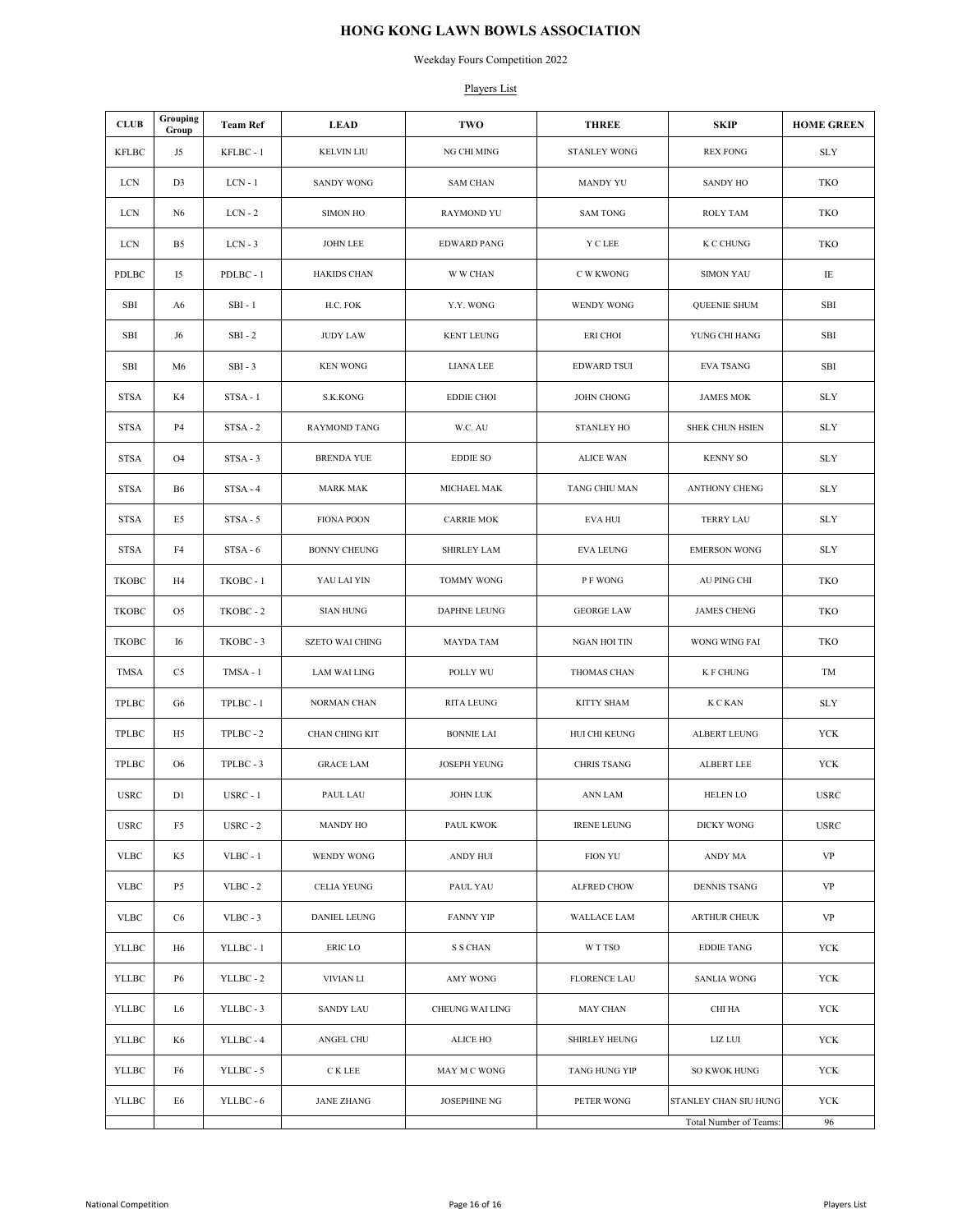# HONG KONG LAWN BOWLS ASSOCIATION

Weekday Fours Competition 2022

Players List

| CLUB | Grouping Group | Team Ref | LEAD | TWO | THREE | SKIP | HOME GREEN |
|---|---|---|---|---|---|---|---|
| KFLBC | J5 | KFLBC - 1 | KELVIN LIU | NG CHI MING | STANLEY WONG | REX FONG | SLY |
| LCN | D3 | LCN - 1 | SANDY WONG | SAM CHAN | MANDY YU | SANDY HO | TKO |
| LCN | N6 | LCN - 2 | SIMON HO | RAYMOND YU | SAM TONG | ROLY TAM | TKO |
| LCN | B5 | LCN - 3 | JOHN LEE | EDWARD PANG | Y C LEE | K C CHUNG | TKO |
| PDLBC | I5 | PDLBC - 1 | HAKIDS CHAN | W W CHAN | C W KWONG | SIMON YAU | IE |
| SBI | A6 | SBI - 1 | H.C. FOK | Y.Y. WONG | WENDY WONG | QUEENIE SHUM | SBI |
| SBI | J6 | SBI - 2 | JUDY LAW | KENT LEUNG | ERI CHOI | YUNG CHI HANG | SBI |
| SBI | M6 | SBI - 3 | KEN WONG | LIANA LEE | EDWARD TSUI | EVA TSANG | SBI |
| STSA | K4 | STSA - 1 | S.K.KONG | EDDIE CHOI | JOHN CHONG | JAMES MOK | SLY |
| STSA | P4 | STSA - 2 | RAYMOND TANG | W.C. AU | STANLEY HO | SHEK CHUN HSIEN | SLY |
| STSA | O4 | STSA - 3 | BRENDA YUE | EDDIE SO | ALICE WAN | KENNY SO | SLY |
| STSA | B6 | STSA - 4 | MARK MAK | MICHAEL MAK | TANG CHIU MAN | ANTHONY CHENG | SLY |
| STSA | E5 | STSA - 5 | FIONA POON | CARRIE MOK | EVA HUI | TERRY LAU | SLY |
| STSA | F4 | STSA - 6 | BONNY CHEUNG | SHIRLEY LAM | EVA LEUNG | EMERSON WONG | SLY |
| TKOBC | H4 | TKOBC - 1 | YAU LAI YIN | TOMMY WONG | P F WONG | AU PING CHI | TKO |
| TKOBC | O5 | TKOBC - 2 | SIAN HUNG | DAPHNE LEUNG | GEORGE LAW | JAMES CHENG | TKO |
| TKOBC | I6 | TKOBC - 3 | SZETO WAI CHING | MAYDA TAM | NGAN HOI TIN | WONG WING FAI | TKO |
| TMSA | C5 | TMSA - 1 | LAM WAI LING | POLLY WU | THOMAS CHAN | K F CHUNG | TM |
| TPLBC | G6 | TPLBC - 1 | NORMAN CHAN | RITA LEUNG | KITTY SHAM | K C KAN | SLY |
| TPLBC | H5 | TPLBC - 2 | CHAN CHING KIT | BONNIE LAI | HUI CHI KEUNG | ALBERT LEUNG | YCK |
| TPLBC | O6 | TPLBC - 3 | GRACE LAM | JOSEPH YEUNG | CHRIS TSANG | ALBERT LEE | YCK |
| USRC | D1 | USRC - 1 | PAUL LAU | JOHN LUK | ANN LAM | HELEN LO | USRC |
| USRC | F5 | USRC - 2 | MANDY HO | PAUL KWOK | IRENE LEUNG | DICKY WONG | USRC |
| VLBC | K5 | VLBC - 1 | WENDY WONG | ANDY HUI | FION YU | ANDY MA | VP |
| VLBC | P5 | VLBC - 2 | CELIA YEUNG | PAUL YAU | ALFRED CHOW | DENNIS TSANG | VP |
| VLBC | C6 | VLBC - 3 | DANIEL LEUNG | FANNY YIP | WALLACE LAM | ARTHUR CHEUK | VP |
| YLLBC | H6 | YLLBC - 1 | ERIC LO | S S CHAN | W T TSO | EDDIE TANG | YCK |
| YLLBC | P6 | YLLBC - 2 | VIVIAN LI | AMY WONG | FLORENCE LAU | SANLIA WONG | YCK |
| YLLBC | L6 | YLLBC - 3 | SANDY LAU | CHEUNG WAI LING | MAY CHAN | CHI HA | YCK |
| YLLBC | K6 | YLLBC - 4 | ANGEL CHU | ALICE HO | SHIRLEY HEUNG | LIZ LUI | YCK |
| YLLBC | F6 | YLLBC - 5 | C K LEE | MAY M C WONG | TANG HUNG YIP | SO KWOK HUNG | YCK |
| YLLBC | E6 | YLLBC - 6 | JANE ZHANG | JOSEPHINE NG | PETER WONG | STANLEY CHAN SIU HUNG | YCK |
| | | | | | | Total Number of Teams: | 96 |